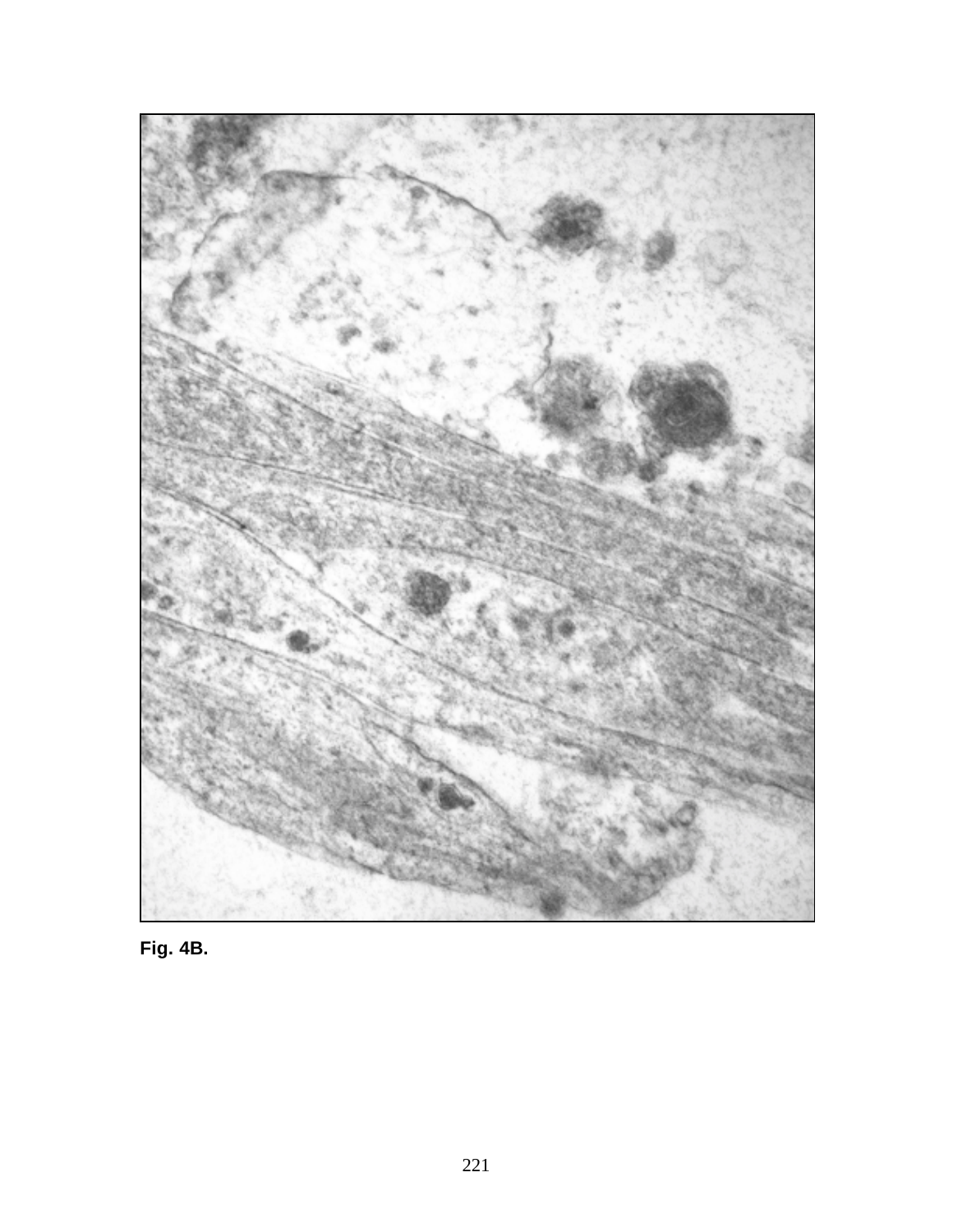**Fig. 4B.**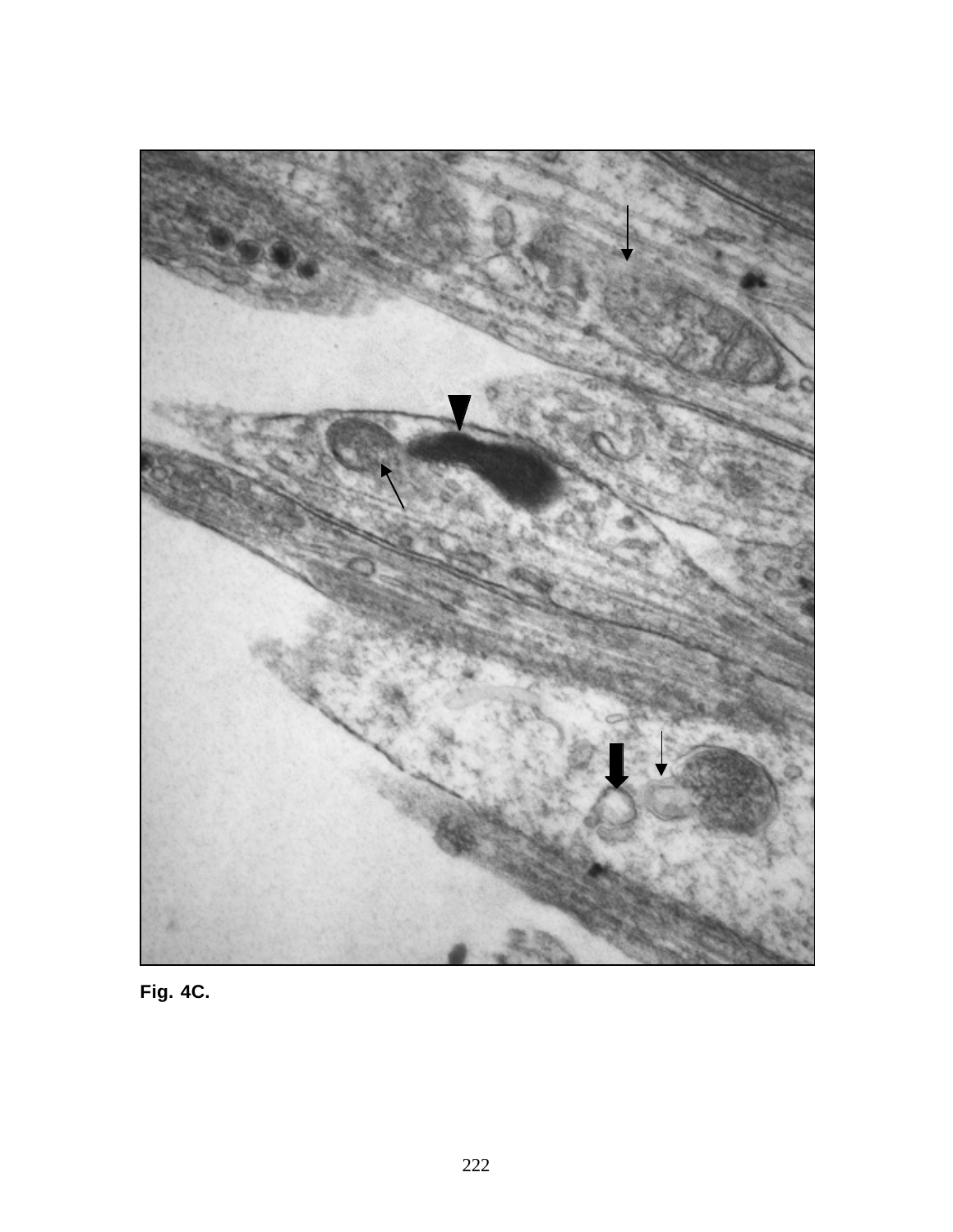**Fig. 4C.**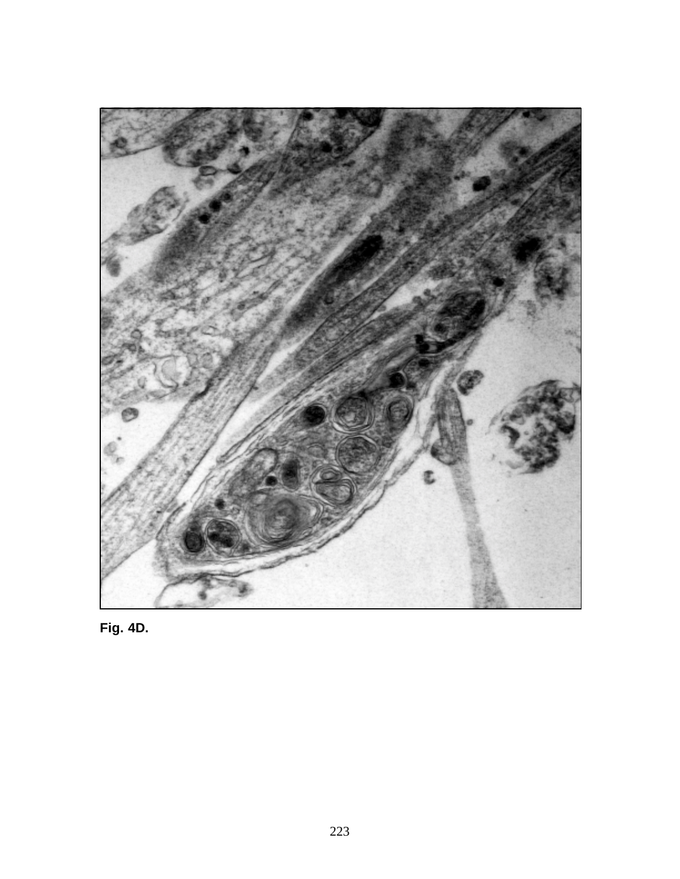**Fig. 4D.**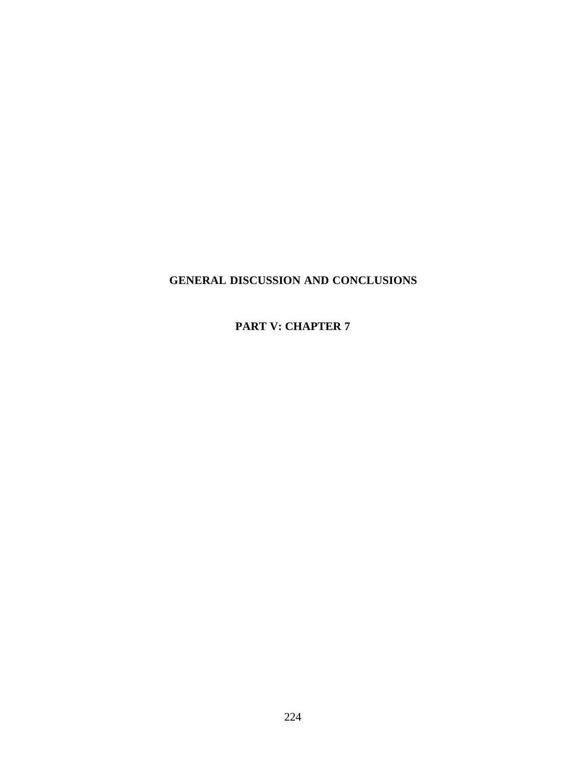# GENERAL DISCUSSION AND CONCLUSIONS

## PART V: CHAPTER 7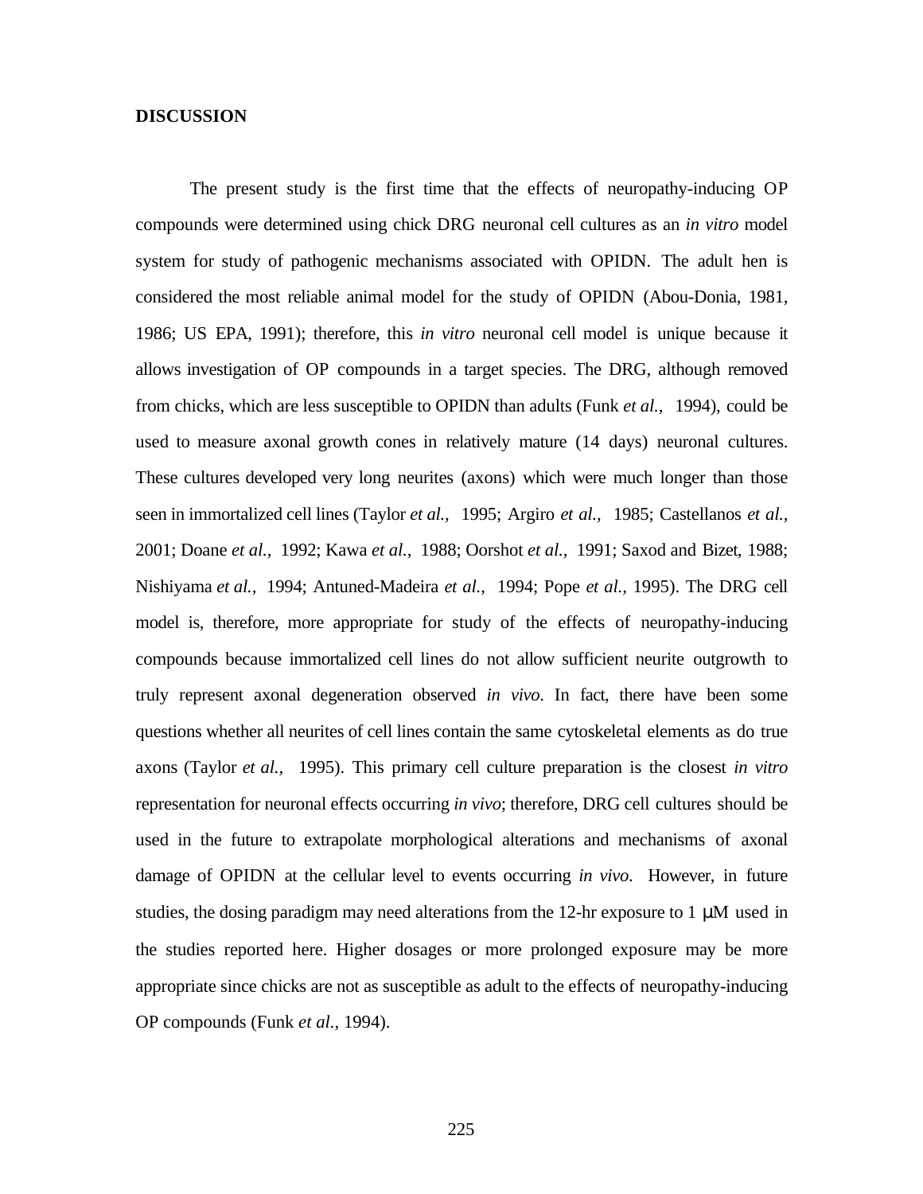**DISCUSSION**

The present study is the first time that the effects of neuropathy-inducing OP compounds were determined using chick DRG neuronal cell cultures as an *in vitro* model system for study of pathogenic mechanisms associated with OPIDN. The adult hen is considered the most reliable animal model for the study of OPIDN (Abou-Donia, 1981, 1986; US EPA, 1991); therefore, this *in vitro* neuronal cell model is unique because it allows investigation of OP compounds in a target species. The DRG, although removed from chicks, which are less susceptible to OPIDN than adults (Funk *et al.,* 1994), could be used to measure axonal growth cones in relatively mature (14 days) neuronal cultures. These cultures developed very long neurites (axons) which were much longer than those seen in immortalized cell lines (Taylor *et al.,* 1995; Argiro *et al.,* 1985; Castellanos *et al.,* 2001; Doane *et al.,* 1992; Kawa *et al.,* 1988; Oorshot *et al.,* 1991; Saxod and Bizet, 1988; Nishiyama *et al.,* 1994; Antuned-Madeira *et al.,* 1994; Pope *et al.,* 1995). The DRG cell model is, therefore, more appropriate for study of the effects of neuropathy-inducing compounds because immortalized cell lines do not allow sufficient neurite outgrowth to truly represent axonal degeneration observed *in vivo*. In fact, there have been some questions whether all neurites of cell lines contain the same cytoskeletal elements as do true axons (Taylor *et al.,* 1995). This primary cell culture preparation is the closest *in vitro* representation for neuronal effects occurring *in vivo*; therefore, DRG cell cultures should be used in the future to extrapolate morphological alterations and mechanisms of axonal damage of OPIDN at the cellular level to events occurring *in vivo*. However, in future studies, the dosing paradigm may need alterations from the 12-hr exposure to 1 μM used in the studies reported here. Higher dosages or more prolonged exposure may be more appropriate since chicks are not as susceptible as adult to the effects of neuropathy-inducing OP compounds (Funk *et al.,* 1994).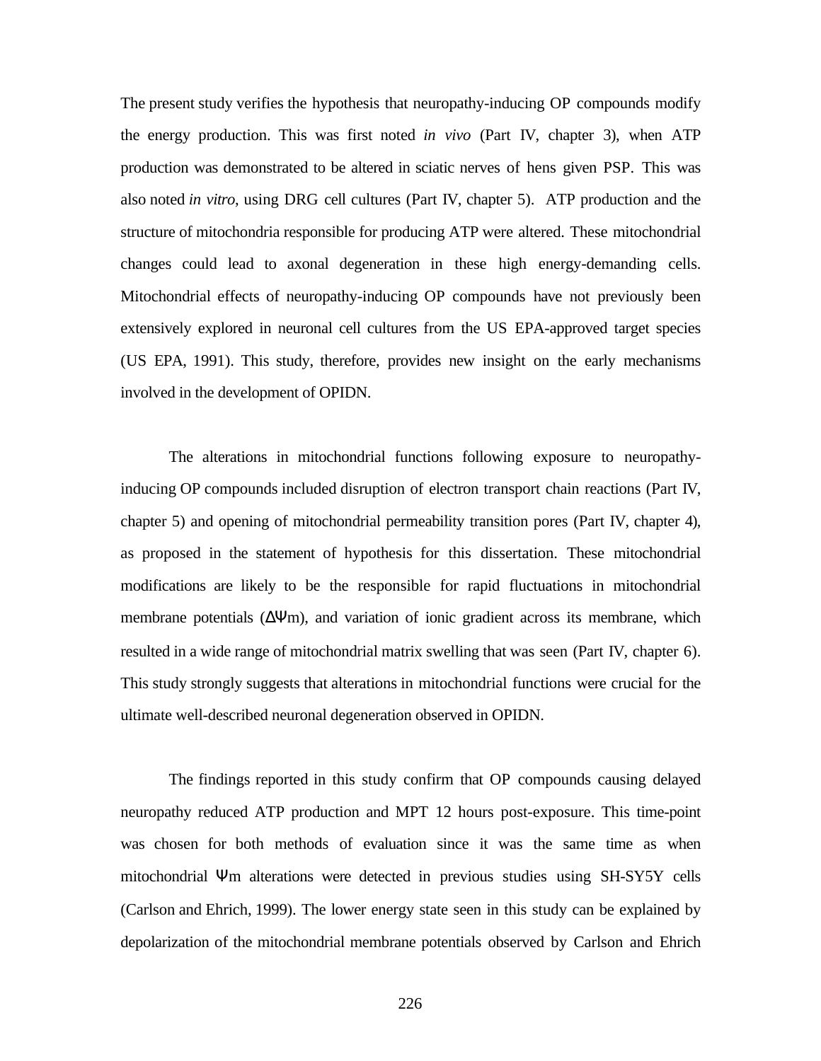The present study verifies the hypothesis that neuropathy-inducing OP compounds modify the energy production. This was first noted *in vivo* (Part IV, chapter 3), when ATP production was demonstrated to be altered in sciatic nerves of hens given PSP. This was also noted *in vitro*, using DRG cell cultures (Part IV, chapter 5). ATP production and the structure of mitochondria responsible for producing ATP were altered. These mitochondrial changes could lead to axonal degeneration in these high energy-demanding cells. Mitochondrial effects of neuropathy-inducing OP compounds have not previously been extensively explored in neuronal cell cultures from the US EPA-approved target species (US EPA, 1991). This study, therefore, provides new insight on the early mechanisms involved in the development of OPIDN.

The alterations in mitochondrial functions following exposure to neuropathy-inducing OP compounds included disruption of electron transport chain reactions (Part IV, chapter 5) and opening of mitochondrial permeability transition pores (Part IV, chapter 4), as proposed in the statement of hypothesis for this dissertation. These mitochondrial modifications are likely to be the responsible for rapid fluctuations in mitochondrial membrane potentials ($\Delta\Psi m$), and variation of ionic gradient across its membrane, which resulted in a wide range of mitochondrial matrix swelling that was seen (Part IV, chapter 6). This study strongly suggests that alterations in mitochondrial functions were crucial for the ultimate well-described neuronal degeneration observed in OPIDN.

The findings reported in this study confirm that OP compounds causing delayed neuropathy reduced ATP production and MPT 12 hours post-exposure. This time-point was chosen for both methods of evaluation since it was the same time as when mitochondrial $\Psi m$ alterations were detected in previous studies using SH-SY5Y cells (Carlson and Ehrich, 1999). The lower energy state seen in this study can be explained by depolarization of the mitochondrial membrane potentials observed by Carlson and Ehrich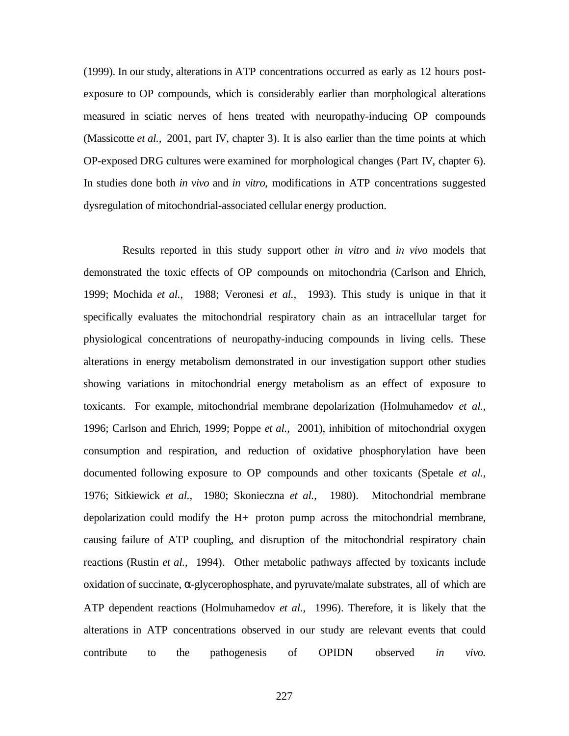(1999). In our study, alterations in ATP concentrations occurred as early as 12 hours post-exposure to OP compounds, which is considerably earlier than morphological alterations measured in sciatic nerves of hens treated with neuropathy-inducing OP compounds (Massicotte *et al.,* 2001, part IV, chapter 3). It is also earlier than the time points at which OP-exposed DRG cultures were examined for morphological changes (Part IV, chapter 6). In studies done both *in vivo* and *in vitro*, modifications in ATP concentrations suggested dysregulation of mitochondrial-associated cellular energy production.

Results reported in this study support other *in vitro* and *in vivo* models that demonstrated the toxic effects of OP compounds on mitochondria (Carlson and Ehrich, 1999; Mochida *et al.,* 1988; Veronesi *et al.,* 1993). This study is unique in that it specifically evaluates the mitochondrial respiratory chain as an intracellular target for physiological concentrations of neuropathy-inducing compounds in living cells. These alterations in energy metabolism demonstrated in our investigation support other studies showing variations in mitochondrial energy metabolism as an effect of exposure to toxicants. For example, mitochondrial membrane depolarization (Holmuhamedov *et al.,* 1996; Carlson and Ehrich, 1999; Poppe *et al.,* 2001), inhibition of mitochondrial oxygen consumption and respiration, and reduction of oxidative phosphorylation have been documented following exposure to OP compounds and other toxicants (Spetale *et al.,* 1976; Sitkiewick *et al.,* 1980; Skonieczna *et al.,* 1980). Mitochondrial membrane depolarization could modify the H+ proton pump across the mitochondrial membrane, causing failure of ATP coupling, and disruption of the mitochondrial respiratory chain reactions (Rustin *et al.,* 1994). Other metabolic pathways affected by toxicants include oxidation of succinate, $\alpha$-glycerophosphate, and pyruvate/malate substrates, all of which are ATP dependent reactions (Holmuhamedov *et al.,* 1996). Therefore, it is likely that the alterations in ATP concentrations observed in our study are relevant events that could contribute to the pathogenesis of OPIDN observed *in vivo.*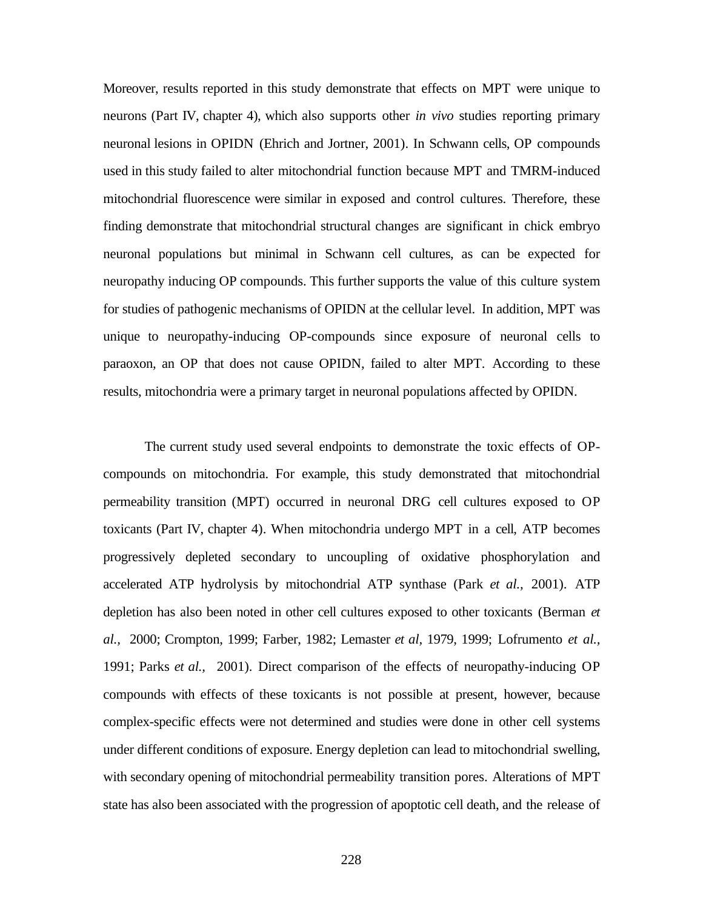Moreover, results reported in this study demonstrate that effects on MPT were unique to neurons (Part IV, chapter 4), which also supports other *in vivo* studies reporting primary neuronal lesions in OPIDN (Ehrich and Jortner, 2001). In Schwann cells, OP compounds used in this study failed to alter mitochondrial function because MPT and TMRM-induced mitochondrial fluorescence were similar in exposed and control cultures. Therefore, these finding demonstrate that mitochondrial structural changes are significant in chick embryo neuronal populations but minimal in Schwann cell cultures, as can be expected for neuropathy inducing OP compounds. This further supports the value of this culture system for studies of pathogenic mechanisms of OPIDN at the cellular level. In addition, MPT was unique to neuropathy-inducing OP-compounds since exposure of neuronal cells to paraoxon, an OP that does not cause OPIDN, failed to alter MPT. According to these results, mitochondria were a primary target in neuronal populations affected by OPIDN.

The current study used several endpoints to demonstrate the toxic effects of OP-compounds on mitochondria. For example, this study demonstrated that mitochondrial permeability transition (MPT) occurred in neuronal DRG cell cultures exposed to OP toxicants (Part IV, chapter 4). When mitochondria undergo MPT in a cell, ATP becomes progressively depleted secondary to uncoupling of oxidative phosphorylation and accelerated ATP hydrolysis by mitochondrial ATP synthase (Park *et al.,* 2001). ATP depletion has also been noted in other cell cultures exposed to other toxicants (Berman *et al.,* 2000; Crompton, 1999; Farber, 1982; Lemaster *et al*, 1979, 1999; Lofrumento *et al.*, 1991; Parks *et al.,* 2001). Direct comparison of the effects of neuropathy-inducing OP compounds with effects of these toxicants is not possible at present, however, because complex-specific effects were not determined and studies were done in other cell systems under different conditions of exposure. Energy depletion can lead to mitochondrial swelling, with secondary opening of mitochondrial permeability transition pores. Alterations of MPT state has also been associated with the progression of apoptotic cell death, and the release of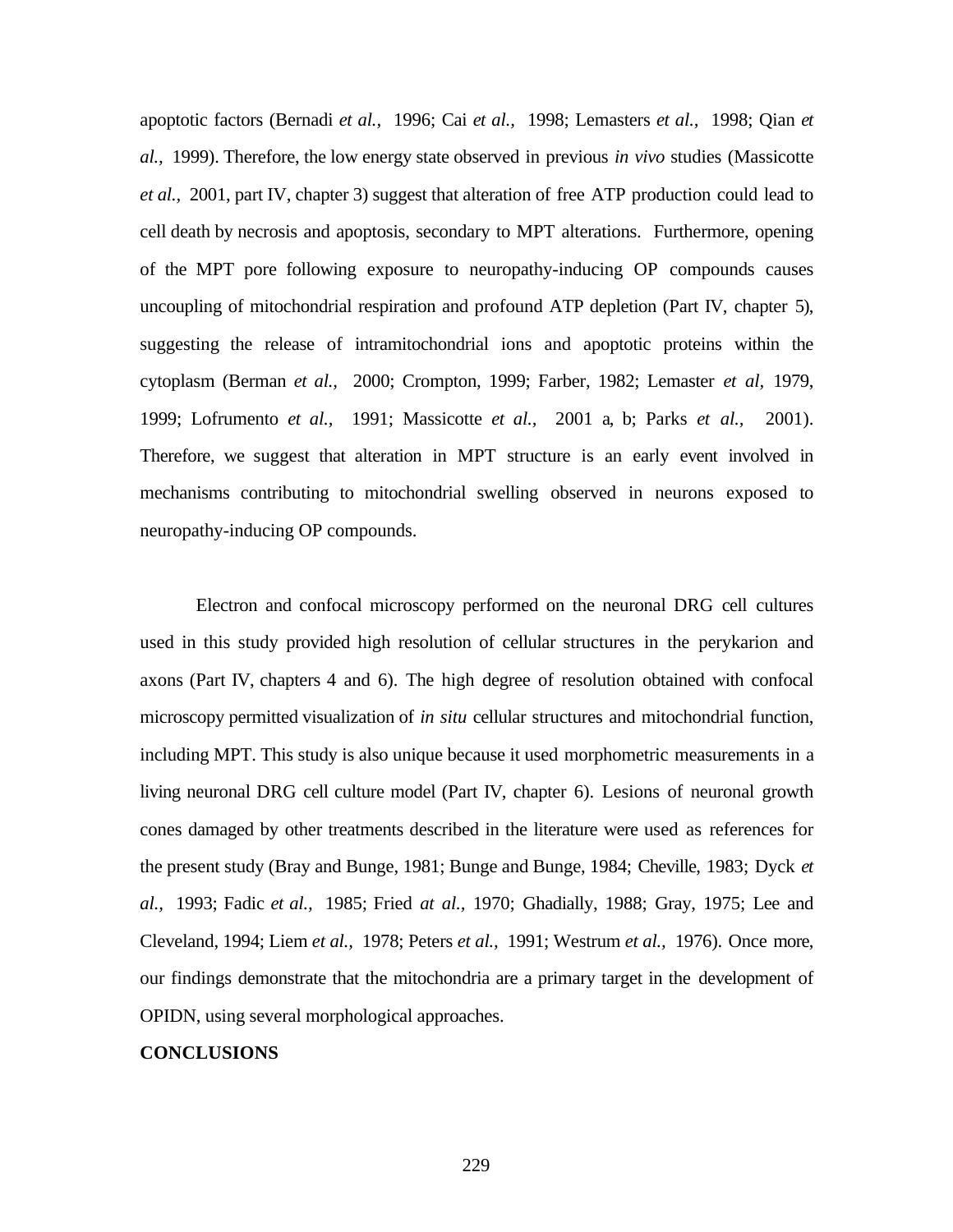apoptotic factors (Bernadi *et al.,* 1996; Cai *et al.,* 1998; Lemasters *et al.,* 1998; Qian *et al.,* 1999). Therefore, the low energy state observed in previous *in vivo* studies (Massicotte *et al.,* 2001, part IV, chapter 3) suggest that alteration of free ATP production could lead to cell death by necrosis and apoptosis, secondary to MPT alterations. Furthermore, opening of the MPT pore following exposure to neuropathy-inducing OP compounds causes uncoupling of mitochondrial respiration and profound ATP depletion (Part IV, chapter 5), suggesting the release of intramitochondrial ions and apoptotic proteins within the cytoplasm (Berman *et al.,* 2000; Crompton, 1999; Farber, 1982; Lemaster *et al,* 1979, 1999; Lofrumento *et al.,* 1991; Massicotte *et al.,* 2001 a, b; Parks *et al.,* 2001). Therefore, we suggest that alteration in MPT structure is an early event involved in mechanisms contributing to mitochondrial swelling observed in neurons exposed to neuropathy-inducing OP compounds.

Electron and confocal microscopy performed on the neuronal DRG cell cultures used in this study provided high resolution of cellular structures in the perykarion and axons (Part IV, chapters 4 and 6). The high degree of resolution obtained with confocal microscopy permitted visualization of *in situ* cellular structures and mitochondrial function, including MPT. This study is also unique because it used morphometric measurements in a living neuronal DRG cell culture model (Part IV, chapter 6). Lesions of neuronal growth cones damaged by other treatments described in the literature were used as references for the present study (Bray and Bunge, 1981; Bunge and Bunge, 1984; Cheville, 1983; Dyck *et al.,* 1993; Fadic *et al.,* 1985; Fried *at al.,* 1970; Ghadially, 1988; Gray, 1975; Lee and Cleveland, 1994; Liem *et al.,* 1978; Peters *et al.,* 1991; Westrum *et al.,* 1976). Once more, our findings demonstrate that the mitochondria are a primary target in the development of OPIDN, using several morphological approaches.

**CONCLUSIONS**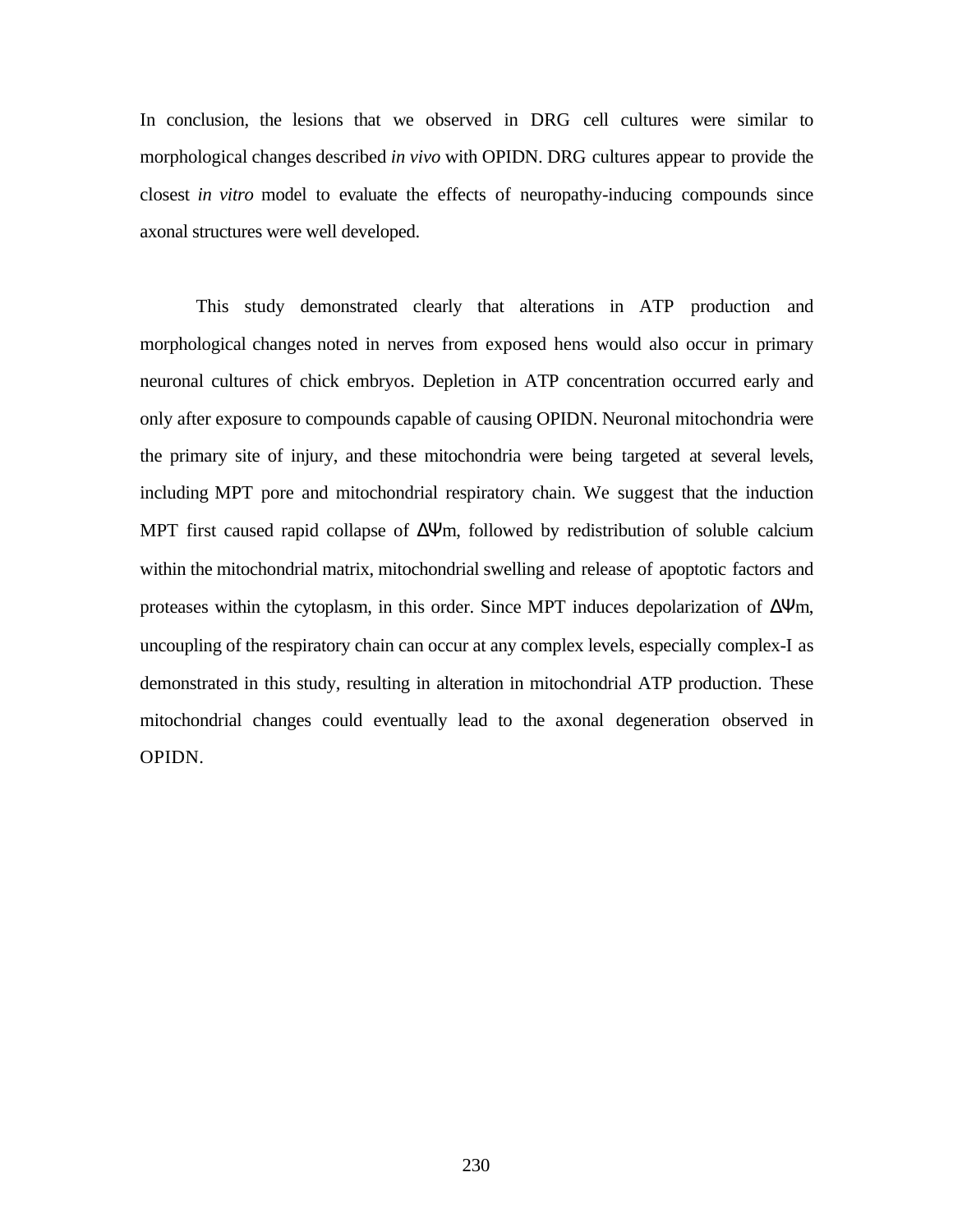In conclusion, the lesions that we observed in DRG cell cultures were similar to morphological changes described *in vivo* with OPIDN. DRG cultures appear to provide the closest *in vitro* model to evaluate the effects of neuropathy-inducing compounds since axonal structures were well developed.

This study demonstrated clearly that alterations in ATP production and morphological changes noted in nerves from exposed hens would also occur in primary neuronal cultures of chick embryos. Depletion in ATP concentration occurred early and only after exposure to compounds capable of causing OPIDN. Neuronal mitochondria were the primary site of injury, and these mitochondria were being targeted at several levels, including MPT pore and mitochondrial respiratory chain. We suggest that the induction MPT first caused rapid collapse of $\Delta\Psi m$, followed by redistribution of soluble calcium within the mitochondrial matrix, mitochondrial swelling and release of apoptotic factors and proteases within the cytoplasm, in this order. Since MPT induces depolarization of $\Delta\Psi m$, uncoupling of the respiratory chain can occur at any complex levels, especially complex-I as demonstrated in this study, resulting in alteration in mitochondrial ATP production. These mitochondrial changes could eventually lead to the axonal degeneration observed in OPIDN.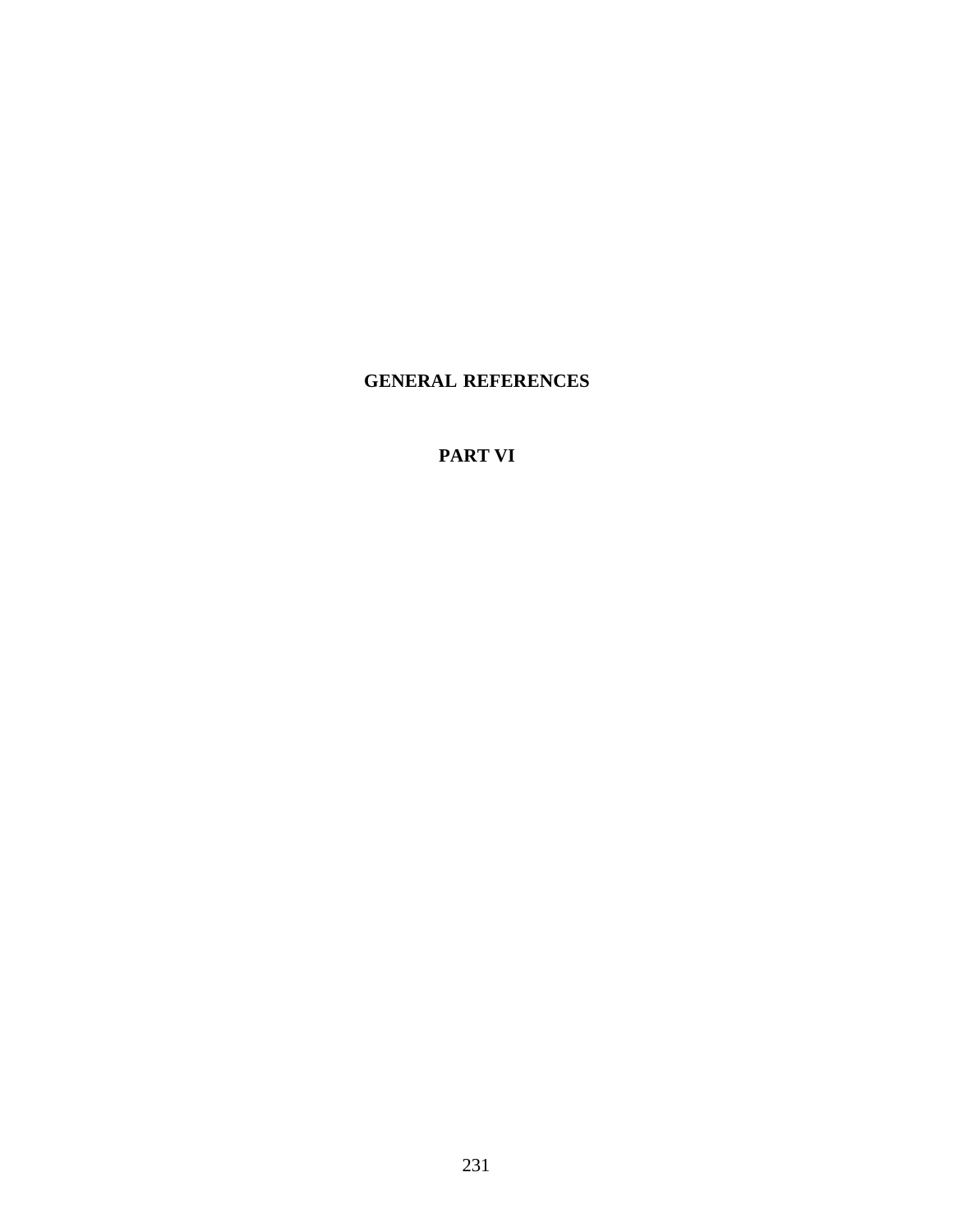# GENERAL REFERENCES

## PART VI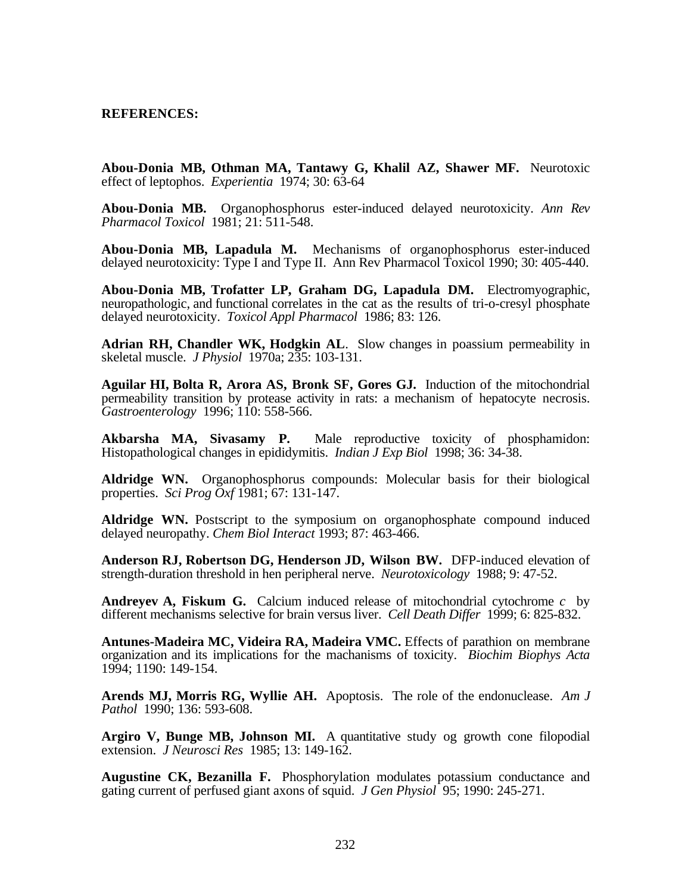**REFERENCES:**

**Abou-Donia MB, Othman MA, Tantawy G, Khalil AZ, Shawer MF.** Neurotoxic effect of leptophos. *Experientia* 1974; 30: 63-64

**Abou-Donia MB.** Organophosphorus ester-induced delayed neurotoxicity. *Ann Rev Pharmacol Toxicol* 1981; 21: 511-548.

**Abou-Donia MB, Lapadula M.** Mechanisms of organophosphorus ester-induced delayed neurotoxicity: Type I and Type II. Ann Rev Pharmacol Toxicol 1990; 30: 405-440.

**Abou-Donia MB, Trofatter LP, Graham DG, Lapadula DM.** Electromyographic, neuropathologic, and functional correlates in the cat as the results of tri-o-cresyl phosphate delayed neurotoxicity. *Toxicol Appl Pharmacol* 1986; 83: 126.

**Adrian RH, Chandler WK, Hodgkin AL**. Slow changes in poassium permeability in skeletal muscle. *J Physiol* 1970a; 235: 103-131.

**Aguilar HI, Bolta R, Arora AS, Bronk SF, Gores GJ.** Induction of the mitochondrial permeability transition by protease activity in rats: a mechanism of hepatocyte necrosis. *Gastroenterology* 1996; 110: 558-566.

**Akbarsha MA, Sivasamy P.** Male reproductive toxicity of phosphamidon: Histopathological changes in epididymitis. *Indian J Exp Biol* 1998; 36: 34-38.

**Aldridge WN.** Organophosphorus compounds: Molecular basis for their biological properties. *Sci Prog Oxf* 1981; 67: 131-147.

**Aldridge WN.** Postscript to the symposium on organophosphate compound induced delayed neuropathy. *Chem Biol Interact* 1993; 87: 463-466.

**Anderson RJ, Robertson DG, Henderson JD, Wilson BW.** DFP-induced elevation of strength-duration threshold in hen peripheral nerve. *Neurotoxicology* 1988; 9: 47-52.

**Andreyev A, Fiskum G.** Calcium induced release of mitochondrial cytochrome *c* by different mechanisms selective for brain versus liver. *Cell Death Differ* 1999; 6: 825-832.

**Antunes-Madeira MC, Videira RA, Madeira VMC.** Effects of parathion on membrane organization and its implications for the machanisms of toxicity. *Biochim Biophys Acta* 1994; 1190: 149-154.

**Arends MJ, Morris RG, Wyllie AH.** Apoptosis. The role of the endonuclease. *Am J Pathol* 1990; 136: 593-608.

**Argiro V, Bunge MB, Johnson MI.** A quantitative study og growth cone filopodial extension. *J Neurosci Res* 1985; 13: 149-162.

**Augustine CK, Bezanilla F.** Phosphorylation modulates potassium conductance and gating current of perfused giant axons of squid. *J Gen Physiol* 95; 1990: 245-271.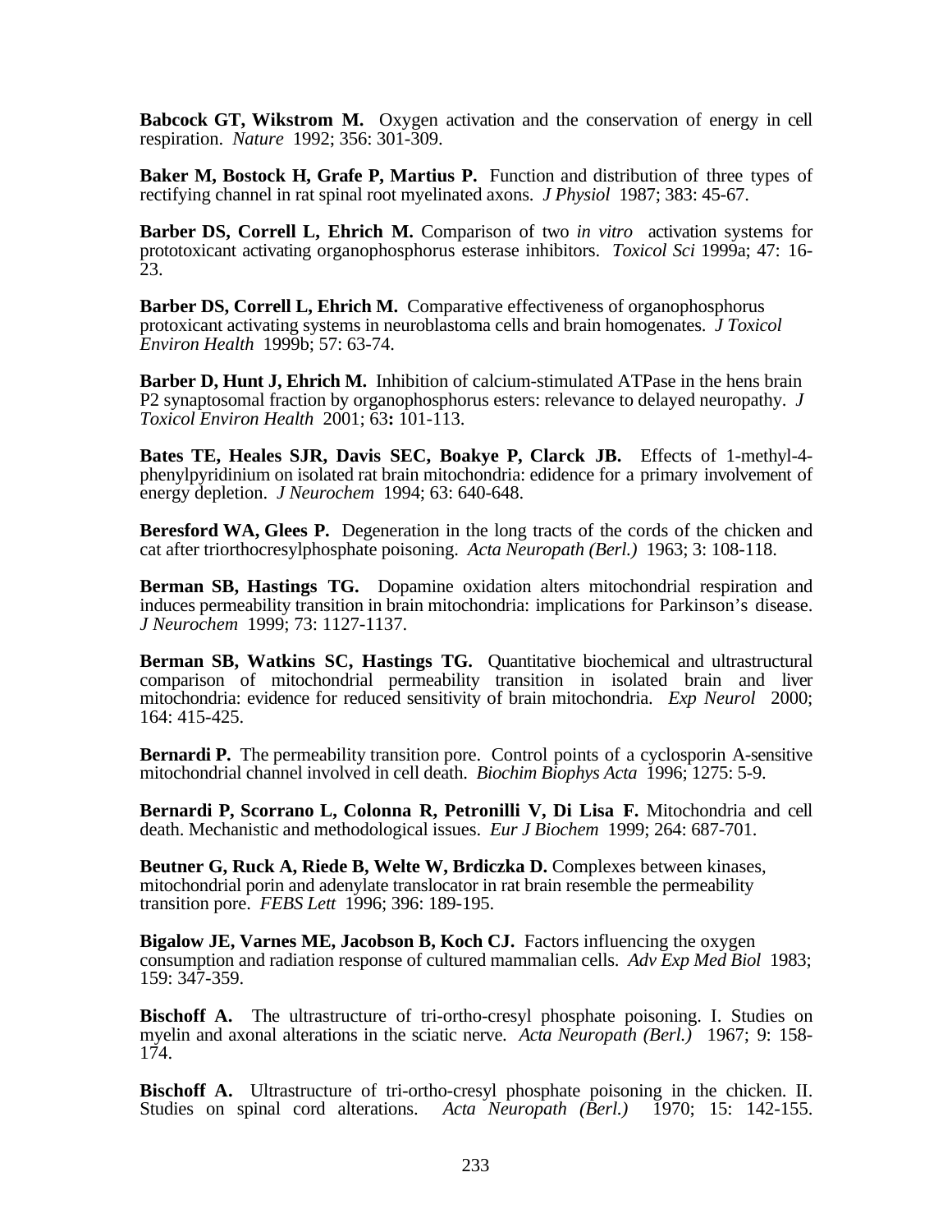**Babcock GT, Wikstrom M.** Oxygen activation and the conservation of energy in cell respiration. *Nature* 1992; 356: 301-309.

**Baker M, Bostock H, Grafe P, Martius P.** Function and distribution of three types of rectifying channel in rat spinal root myelinated axons. *J Physiol* 1987; 383: 45-67.

**Barber DS, Correll L, Ehrich M.** Comparison of two *in vitro* activation systems for prototoxicant activating organophosphorus esterase inhibitors. *Toxicol Sci* 1999a; 47: 16-23.

**Barber DS, Correll L, Ehrich M.** Comparative effectiveness of organophosphorus protoxicant activating systems in neuroblastoma cells and brain homogenates. *J Toxicol Environ Health* 1999b; 57: 63-74.

**Barber D, Hunt J, Ehrich M.** Inhibition of calcium-stimulated ATPase in the hens brain P2 synaptosomal fraction by organophosphorus esters: relevance to delayed neuropathy. *J Toxicol Environ Health* 2001; 63**:** 101-113.

**Bates TE, Heales SJR, Davis SEC, Boakye P, Clarck JB.** Effects of 1-methyl-4-phenylpyridinium on isolated rat brain mitochondria: edidence for a primary involvement of energy depletion. *J Neurochem* 1994; 63: 640-648.

**Beresford WA, Glees P.** Degeneration in the long tracts of the cords of the chicken and cat after triorthocresylphosphate poisoning. *Acta Neuropath (Berl.)* 1963; 3: 108-118.

**Berman SB, Hastings TG.** Dopamine oxidation alters mitochondrial respiration and induces permeability transition in brain mitochondria: implications for Parkinson's disease. *J Neurochem* 1999; 73: 1127-1137.

**Berman SB, Watkins SC, Hastings TG.** Quantitative biochemical and ultrastructural comparison of mitochondrial permeability transition in isolated brain and liver mitochondria: evidence for reduced sensitivity of brain mitochondria. *Exp Neurol* 2000; 164: 415-425.

**Bernardi P.** The permeability transition pore. Control points of a cyclosporin A-sensitive mitochondrial channel involved in cell death. *Biochim Biophys Acta* 1996; 1275: 5-9.

**Bernardi P, Scorrano L, Colonna R, Petronilli V, Di Lisa F.** Mitochondria and cell death. Mechanistic and methodological issues. *Eur J Biochem* 1999; 264: 687-701.

**Beutner G, Ruck A, Riede B, Welte W, Brdiczka D.** Complexes between kinases, mitochondrial porin and adenylate translocator in rat brain resemble the permeability transition pore. *FEBS Lett* 1996; 396: 189-195.

**Bigalow JE, Varnes ME, Jacobson B, Koch CJ.** Factors influencing the oxygen consumption and radiation response of cultured mammalian cells. *Adv Exp Med Biol* 1983; 159: 347-359.

**Bischoff A.** The ultrastructure of tri-ortho-cresyl phosphate poisoning. I. Studies on myelin and axonal alterations in the sciatic nerve. *Acta Neuropath (Berl.)* 1967; 9: 158-174.

**Bischoff A.** Ultrastructure of tri-ortho-cresyl phosphate poisoning in the chicken. II. Studies on spinal cord alterations. *Acta Neuropath (Berl.)* 1970; 15: 142-155.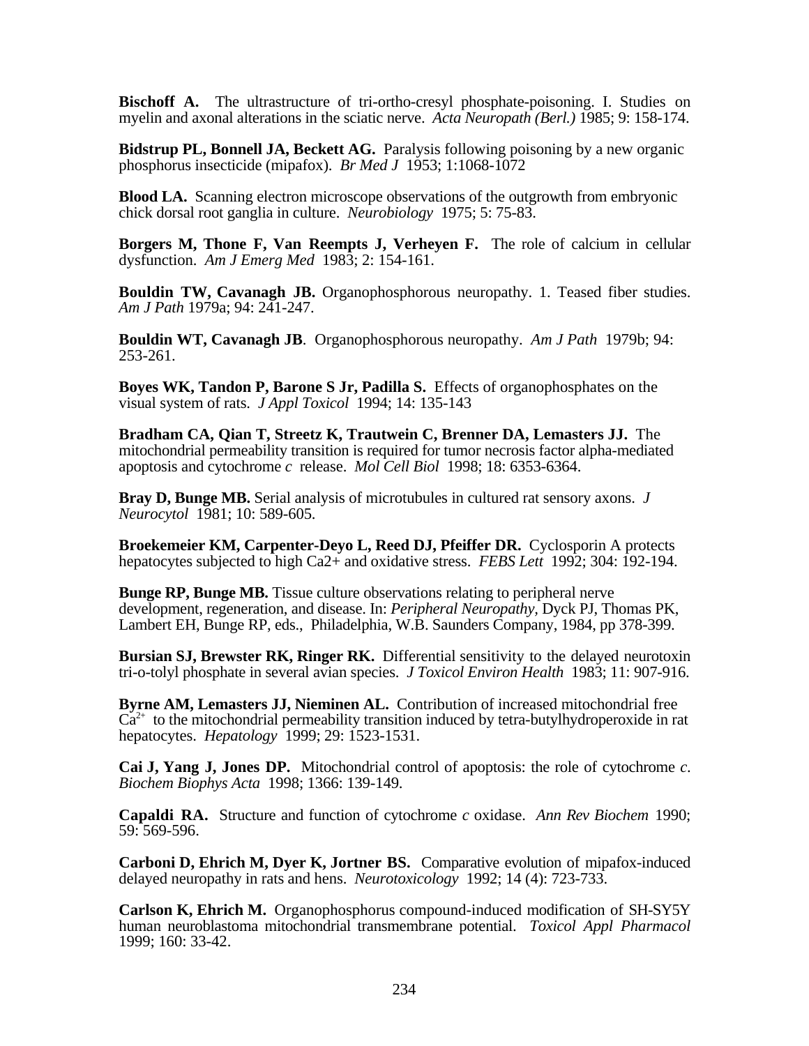**Bischoff A.** The ultrastructure of tri-ortho-cresyl phosphate-poisoning. I. Studies on myelin and axonal alterations in the sciatic nerve. *Acta Neuropath (Berl.)* 1985; 9: 158-174.

**Bidstrup PL, Bonnell JA, Beckett AG.** Paralysis following poisoning by a new organic phosphorus insecticide (mipafox). *Br Med J* 1953; 1:1068-1072

**Blood LA.** Scanning electron microscope observations of the outgrowth from embryonic chick dorsal root ganglia in culture. *Neurobiology* 1975; 5: 75-83.

**Borgers M, Thone F, Van Reempts J, Verheyen F.** The role of calcium in cellular dysfunction. *Am J Emerg Med* 1983; 2: 154-161.

**Bouldin TW, Cavanagh JB.** Organophosphorous neuropathy. 1. Teased fiber studies. *Am J Path* 1979a; 94: 241-247.

**Bouldin WT, Cavanagh JB**. Organophosphorous neuropathy. *Am J Path* 1979b; 94: 253-261.

**Boyes WK, Tandon P, Barone S Jr, Padilla S.** Effects of organophosphates on the visual system of rats. *J Appl Toxicol* 1994; 14: 135-143

**Bradham CA, Qian T, Streetz K, Trautwein C, Brenner DA, Lemasters JJ.** The mitochondrial permeability transition is required for tumor necrosis factor alpha-mediated apoptosis and cytochrome *c* release. *Mol Cell Biol* 1998; 18: 6353-6364.

**Bray D, Bunge MB.** Serial analysis of microtubules in cultured rat sensory axons. *J Neurocytol* 1981; 10: 589-605.

**Broekemeier KM, Carpenter-Deyo L, Reed DJ, Pfeiffer DR.** Cyclosporin A protects hepatocytes subjected to high Ca2+ and oxidative stress. *FEBS Lett* 1992; 304: 192-194.

**Bunge RP, Bunge MB.** Tissue culture observations relating to peripheral nerve development, regeneration, and disease. In: *Peripheral Neuropathy*, Dyck PJ, Thomas PK, Lambert EH, Bunge RP, eds., Philadelphia, W.B. Saunders Company, 1984, pp 378-399.

**Bursian SJ, Brewster RK, Ringer RK.** Differential sensitivity to the delayed neurotoxin tri-o-tolyl phosphate in several avian species. *J Toxicol Environ Health* 1983; 11: 907-916.

**Byrne AM, Lemasters JJ, Nieminen AL.** Contribution of increased mitochondrial free $Ca^{2+}$ to the mitochondrial permeability transition induced by tetra-butylhydroperoxide in rat hepatocytes. *Hepatology* 1999; 29: 1523-1531.

**Cai J, Yang J, Jones DP.** Mitochondrial control of apoptosis: the role of cytochrome *c*. *Biochem Biophys Acta* 1998; 1366: 139-149.

**Capaldi RA.** Structure and function of cytochrome *c* oxidase. *Ann Rev Biochem* 1990; 59: 569-596.

**Carboni D, Ehrich M, Dyer K, Jortner BS.** Comparative evolution of mipafox-induced delayed neuropathy in rats and hens. *Neurotoxicology* 1992; 14 (4): 723-733.

**Carlson K, Ehrich M.** Organophosphorus compound-induced modification of SH-SY5Y human neuroblastoma mitochondrial transmembrane potential. *Toxicol Appl Pharmacol* 1999; 160: 33-42.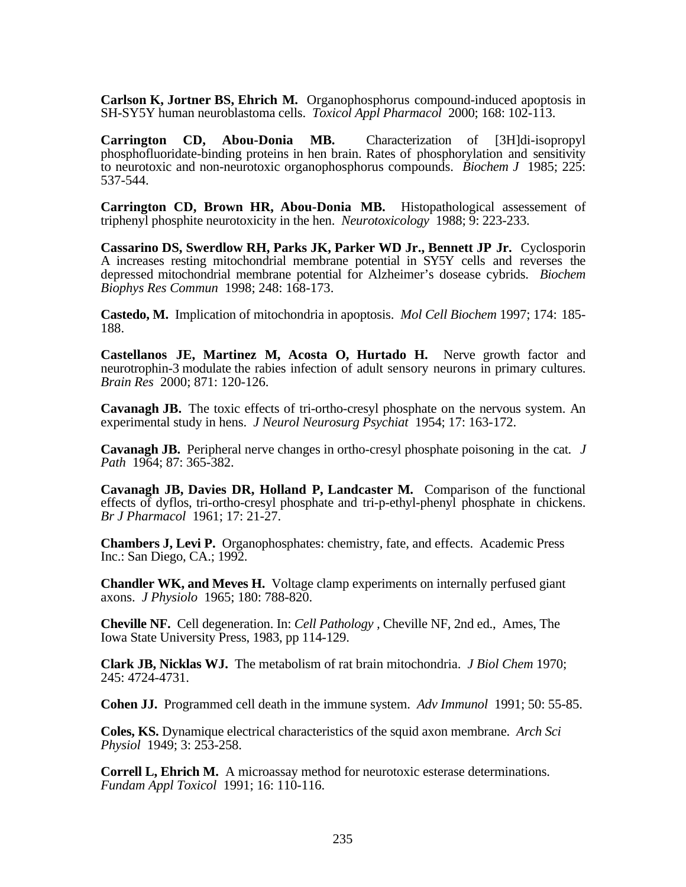**Carlson K, Jortner BS, Ehrich M.** Organophosphorus compound-induced apoptosis in SH-SY5Y human neuroblastoma cells. *Toxicol Appl Pharmacol* 2000; 168: 102-113.

**Carrington CD, Abou-Donia MB.** Characterization of [3H]di-isopropyl phosphofluoridate-binding proteins in hen brain. Rates of phosphorylation and sensitivity to neurotoxic and non-neurotoxic organophosphorus compounds. *Biochem J* 1985; 225: 537-544.

**Carrington CD, Brown HR, Abou-Donia MB.** Histopathological assessement of triphenyl phosphite neurotoxicity in the hen. *Neurotoxicology* 1988; 9: 223-233.

**Cassarino DS, Swerdlow RH, Parks JK, Parker WD Jr., Bennett JP Jr.** Cyclosporin A increases resting mitochondrial membrane potential in SY5Y cells and reverses the depressed mitochondrial membrane potential for Alzheimer's dosease cybrids. *Biochem Biophys Res Commun* 1998; 248: 168-173.

**Castedo, M.** Implication of mitochondria in apoptosis. *Mol Cell Biochem* 1997; 174: 185-188.

**Castellanos JE, Martinez M, Acosta O, Hurtado H.** Nerve growth factor and neurotrophin-3 modulate the rabies infection of adult sensory neurons in primary cultures. *Brain Res* 2000; 871: 120-126.

**Cavanagh JB.** The toxic effects of tri-ortho-cresyl phosphate on the nervous system. An experimental study in hens. *J Neurol Neurosurg Psychiat* 1954; 17: 163-172.

**Cavanagh JB.** Peripheral nerve changes in ortho-cresyl phosphate poisoning in the cat. *J Path* 1964; 87: 365-382.

**Cavanagh JB, Davies DR, Holland P, Landcaster M.** Comparison of the functional effects of dyflos, tri-ortho-cresyl phosphate and tri-p-ethyl-phenyl phosphate in chickens. *Br J Pharmacol* 1961; 17: 21-27.

**Chambers J, Levi P.** Organophosphates: chemistry, fate, and effects. Academic Press Inc.: San Diego, CA.; 1992.

**Chandler WK, and Meves H.** Voltage clamp experiments on internally perfused giant axons. *J Physiolo* 1965; 180: 788-820.

**Cheville NF.** Cell degeneration. In: *Cell Pathology* , Cheville NF, 2nd ed., Ames, The Iowa State University Press, 1983, pp 114-129.

**Clark JB, Nicklas WJ.** The metabolism of rat brain mitochondria. *J Biol Chem* 1970; 245: 4724-4731.

**Cohen JJ.** Programmed cell death in the immune system. *Adv Immunol* 1991; 50: 55-85.

**Coles, KS.** Dynamique electrical characteristics of the squid axon membrane. *Arch Sci Physiol* 1949; 3: 253-258.

**Correll L, Ehrich M.** A microassay method for neurotoxic esterase determinations. *Fundam Appl Toxicol* 1991; 16: 110-116.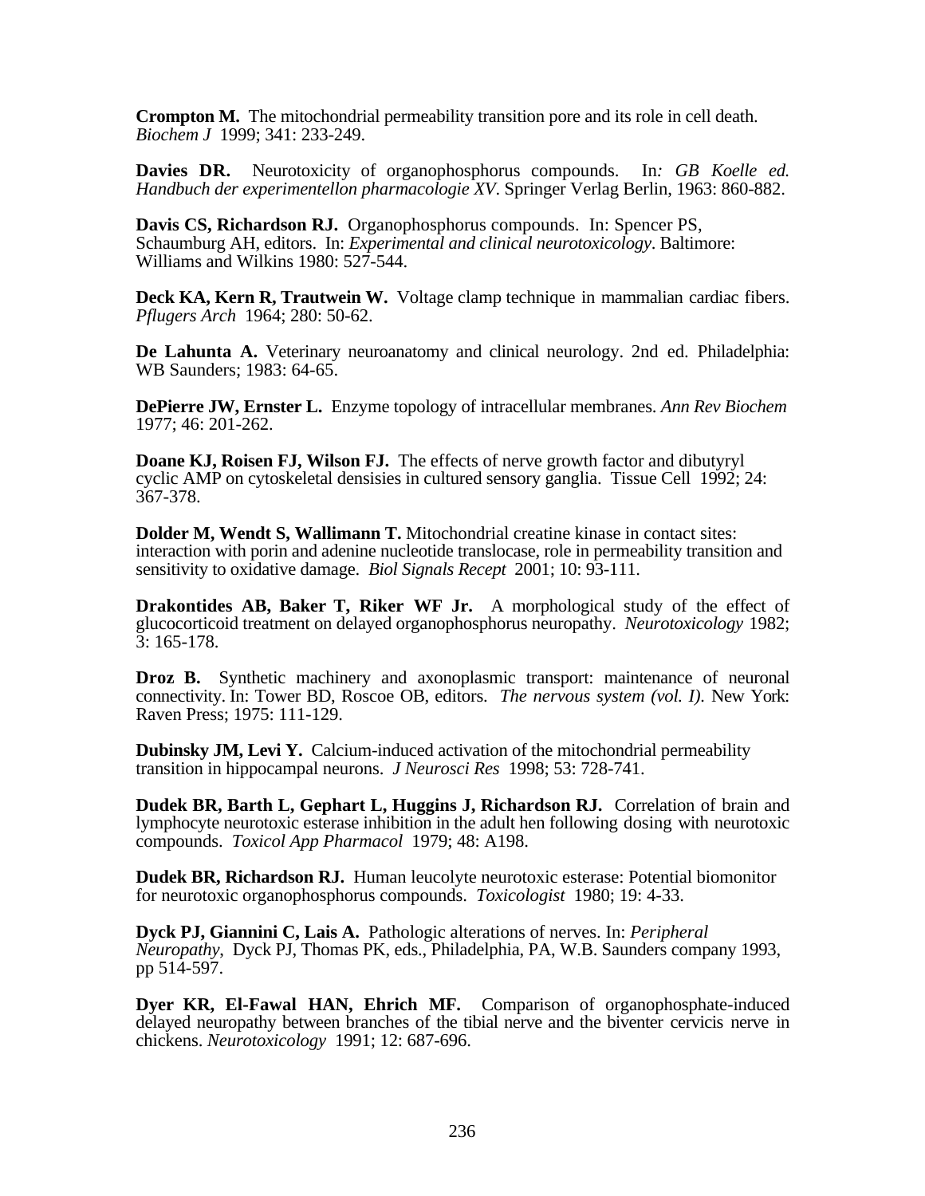**Crompton M.** The mitochondrial permeability transition pore and its role in cell death. *Biochem J* 1999; 341: 233-249.

**Davies DR.** Neurotoxicity of organophosphorus compounds. In*: GB Koelle ed. Handbuch der experimentellon pharmacologie XV*. Springer Verlag Berlin, 1963: 860-882.

**Davis CS, Richardson RJ.** Organophosphorus compounds. In: Spencer PS, Schaumburg AH, editors. In: *Experimental and clinical neurotoxicology*. Baltimore: Williams and Wilkins 1980: 527-544.

**Deck KA, Kern R, Trautwein W.** Voltage clamp technique in mammalian cardiac fibers. *Pflugers Arch* 1964; 280: 50-62.

**De Lahunta A.** Veterinary neuroanatomy and clinical neurology. 2nd ed. Philadelphia: WB Saunders; 1983: 64-65.

**DePierre JW, Ernster L.** Enzyme topology of intracellular membranes. *Ann Rev Biochem* 1977; 46: 201-262.

**Doane KJ, Roisen FJ, Wilson FJ.** The effects of nerve growth factor and dibutyryl cyclic AMP on cytoskeletal densisies in cultured sensory ganglia. Tissue Cell 1992; 24: 367-378.

**Dolder M, Wendt S, Wallimann T.** Mitochondrial creatine kinase in contact sites: interaction with porin and adenine nucleotide translocase, role in permeability transition and sensitivity to oxidative damage. *Biol Signals Recept* 2001; 10: 93-111.

**Drakontides AB, Baker T, Riker WF Jr.** A morphological study of the effect of glucocorticoid treatment on delayed organophosphorus neuropathy. *Neurotoxicology* 1982; 3: 165-178.

**Droz B.** Synthetic machinery and axonoplasmic transport: maintenance of neuronal connectivity. In: Tower BD, Roscoe OB, editors. *The nervous system (vol. I)*. New York: Raven Press; 1975: 111-129.

**Dubinsky JM, Levi Y.** Calcium-induced activation of the mitochondrial permeability transition in hippocampal neurons. *J Neurosci Res* 1998; 53: 728-741.

**Dudek BR, Barth L, Gephart L, Huggins J, Richardson RJ.** Correlation of brain and lymphocyte neurotoxic esterase inhibition in the adult hen following dosing with neurotoxic compounds. *Toxicol App Pharmacol* 1979; 48: A198.

**Dudek BR, Richardson RJ.** Human leucolyte neurotoxic esterase: Potential biomonitor for neurotoxic organophosphorus compounds. *Toxicologist* 1980; 19: 4-33.

**Dyck PJ, Giannini C, Lais A.** Pathologic alterations of nerves. In: *Peripheral Neuropathy*, Dyck PJ, Thomas PK, eds., Philadelphia, PA, W.B. Saunders company 1993, pp 514-597.

**Dyer KR, El-Fawal HAN, Ehrich MF.** Comparison of organophosphate-induced delayed neuropathy between branches of the tibial nerve and the biventer cervicis nerve in chickens. *Neurotoxicology* 1991; 12: 687-696.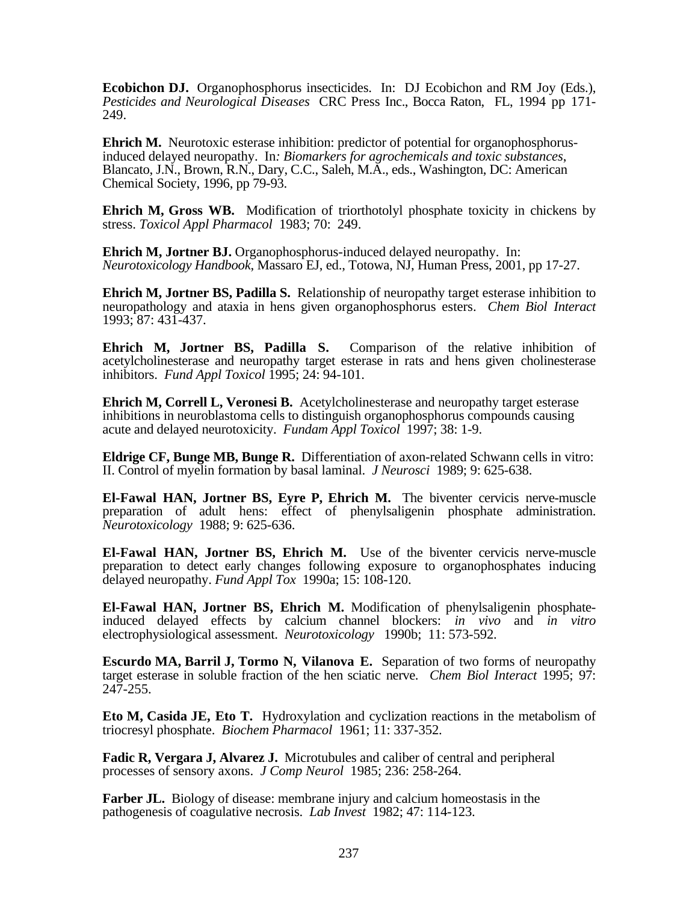**Ecobichon DJ.** Organophosphorus insecticides. In: DJ Ecobichon and RM Joy (Eds.), *Pesticides and Neurological Diseases* CRC Press Inc., Bocca Raton, FL, 1994 pp 171-249.

**Ehrich M.** Neurotoxic esterase inhibition: predictor of potential for organophosphorus-induced delayed neuropathy. In*: Biomarkers for agrochemicals and toxic substances*, Blancato, J.N., Brown, R.N., Dary, C.C., Saleh, M.A., eds., Washington, DC: American Chemical Society, 1996, pp 79-93.

**Ehrich M, Gross WB.** Modification of triorthotolyl phosphate toxicity in chickens by stress. *Toxicol Appl Pharmacol* 1983; 70: 249.

**Ehrich M, Jortner BJ.** Organophosphorus-induced delayed neuropathy. In: *Neurotoxicology Handbook*, Massaro EJ, ed., Totowa, NJ, Human Press, 2001, pp 17-27.

**Ehrich M, Jortner BS, Padilla S.** Relationship of neuropathy target esterase inhibition to neuropathology and ataxia in hens given organophosphorus esters. *Chem Biol Interact* 1993; 87: 431-437.

**Ehrich M, Jortner BS, Padilla S.** Comparison of the relative inhibition of acetylcholinesterase and neuropathy target esterase in rats and hens given cholinesterase inhibitors. *Fund Appl Toxicol* 1995; 24: 94-101.

**Ehrich M, Correll L, Veronesi B.** Acetylcholinesterase and neuropathy target esterase inhibitions in neuroblastoma cells to distinguish organophosphorus compounds causing acute and delayed neurotoxicity. *Fundam Appl Toxicol* 1997; 38: 1-9.

**Eldrige CF, Bunge MB, Bunge R.** Differentiation of axon-related Schwann cells in vitro: II. Control of myelin formation by basal laminal. *J Neurosci* 1989; 9: 625-638.

**El-Fawal HAN, Jortner BS, Eyre P, Ehrich M.** The biventer cervicis nerve-muscle preparation of adult hens: effect of phenylsaligenin phosphate administration. *Neurotoxicology* 1988; 9: 625-636.

**El-Fawal HAN, Jortner BS, Ehrich M.** Use of the biventer cervicis nerve-muscle preparation to detect early changes following exposure to organophosphates inducing delayed neuropathy. *Fund Appl Tox* 1990a; 15: 108-120.

**El-Fawal HAN, Jortner BS, Ehrich M.** Modification of phenylsaligenin phosphate-induced delayed effects by calcium channel blockers: *in vivo* and *in vitro* electrophysiological assessment. *Neurotoxicology* 1990b; 11: 573-592.

**Escurdo MA, Barril J, Tormo N, Vilanova E.** Separation of two forms of neuropathy target esterase in soluble fraction of the hen sciatic nerve. *Chem Biol Interact* 1995; 97: 247-255.

**Eto M, Casida JE, Eto T.** Hydroxylation and cyclization reactions in the metabolism of triocresyl phosphate. *Biochem Pharmacol* 1961; 11: 337-352.

**Fadic R, Vergara J, Alvarez J.** Microtubules and caliber of central and peripheral processes of sensory axons. *J Comp Neurol* 1985; 236: 258-264.

**Farber JL.** Biology of disease: membrane injury and calcium homeostasis in the pathogenesis of coagulative necrosis. *Lab Invest* 1982; 47: 114-123.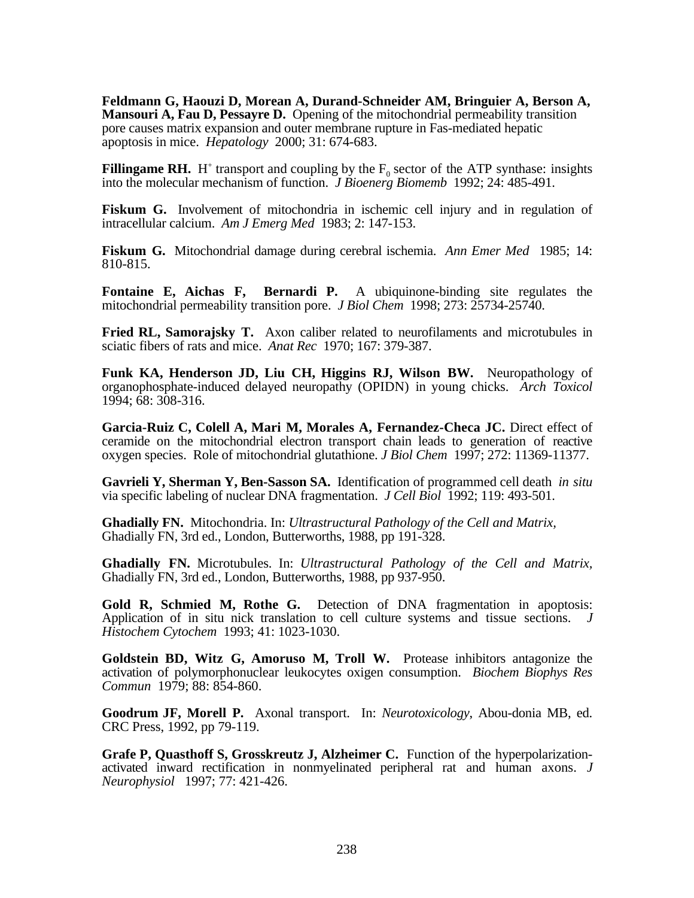**Feldmann G, Haouzi D, Morean A, Durand-Schneider AM, Bringuier A, Berson A, Mansouri A, Fau D, Pessayre D.** Opening of the mitochondrial permeability transition pore causes matrix expansion and outer membrane rupture in Fas-mediated hepatic apoptosis in mice. *Hepatology* 2000; 31: 674-683.

**Fillingame RH.** $H^+$ transport and coupling by the $F_0$ sector of the ATP synthase: insights into the molecular mechanism of function. *J Bioenerg Biomemb* 1992; 24: 485-491.

**Fiskum G.** Involvement of mitochondria in ischemic cell injury and in regulation of intracellular calcium. *Am J Emerg Med* 1983; 2: 147-153.

**Fiskum G.** Mitochondrial damage during cerebral ischemia. *Ann Emer Med* 1985; 14: 810-815.

**Fontaine E, Aichas F, Bernardi P.** A ubiquinone-binding site regulates the mitochondrial permeability transition pore. *J Biol Chem* 1998; 273: 25734-25740.

**Fried RL, Samorajsky T.** Axon caliber related to neurofilaments and microtubules in sciatic fibers of rats and mice. *Anat Rec* 1970; 167: 379-387.

**Funk KA, Henderson JD, Liu CH, Higgins RJ, Wilson BW.** Neuropathology of organophosphate-induced delayed neuropathy (OPIDN) in young chicks. *Arch Toxicol* 1994; 68: 308-316.

**Garcia-Ruiz C, Colell A, Mari M, Morales A, Fernandez-Checa JC.** Direct effect of ceramide on the mitochondrial electron transport chain leads to generation of reactive oxygen species. Role of mitochondrial glutathione. *J Biol Chem* 1997; 272: 11369-11377.

**Gavrieli Y, Sherman Y, Ben-Sasson SA.** Identification of programmed cell death *in situ* via specific labeling of nuclear DNA fragmentation. *J Cell Biol* 1992; 119: 493-501.

**Ghadially FN.** Mitochondria. In: *Ultrastructural Pathology of the Cell and Matrix*, Ghadially FN, 3rd ed., London, Butterworths, 1988, pp 191-328.

**Ghadially FN.** Microtubules. In: *Ultrastructural Pathology of the Cell and Matrix*, Ghadially FN, 3rd ed., London, Butterworths, 1988, pp 937-950.

**Gold R, Schmied M, Rothe G.** Detection of DNA fragmentation in apoptosis: Application of in situ nick translation to cell culture systems and tissue sections. *J Histochem Cytochem* 1993; 41: 1023-1030.

**Goldstein BD, Witz G, Amoruso M, Troll W.** Protease inhibitors antagonize the activation of polymorphonuclear leukocytes oxigen consumption. *Biochem Biophys Res Commun* 1979; 88: 854-860.

**Goodrum JF, Morell P.** Axonal transport. In: *Neurotoxicology*, Abou-donia MB, ed. CRC Press, 1992, pp 79-119.

**Grafe P, Quasthoff S, Grosskreutz J, Alzheimer C.** Function of the hyperpolarization-activated inward rectification in nonmyelinated peripheral rat and human axons. *J Neurophysiol* 1997; 77: 421-426.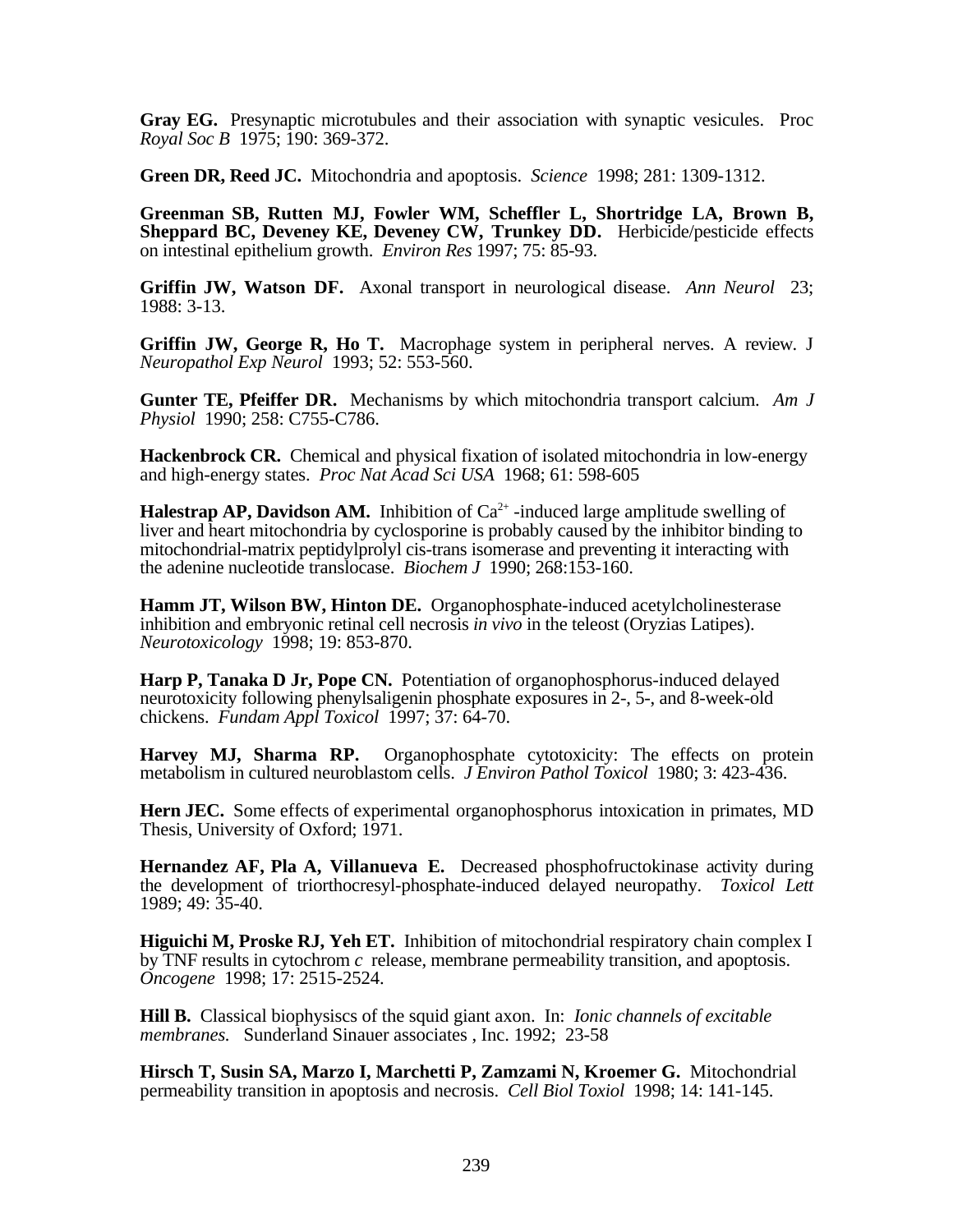**Gray EG.** Presynaptic microtubules and their association with synaptic vesicules. Proc *Royal Soc B* 1975; 190: 369-372.

**Green DR, Reed JC.** Mitochondria and apoptosis. *Science* 1998; 281: 1309-1312.

**Greenman SB, Rutten MJ, Fowler WM, Scheffler L, Shortridge LA, Brown B, Sheppard BC, Deveney KE, Deveney CW, Trunkey DD.** Herbicide/pesticide effects on intestinal epithelium growth. *Environ Res* 1997; 75: 85-93.

**Griffin JW, Watson DF.** Axonal transport in neurological disease. *Ann Neurol* 23; 1988: 3-13.

**Griffin JW, George R, Ho T.** Macrophage system in peripheral nerves. A review. J *Neuropathol Exp Neurol* 1993; 52: 553-560.

**Gunter TE, Pfeiffer DR.** Mechanisms by which mitochondria transport calcium. *Am J Physiol* 1990; 258: C755-C786.

**Hackenbrock CR.** Chemical and physical fixation of isolated mitochondria in low-energy and high-energy states. *Proc Nat Acad Sci USA* 1968; 61: 598-605

**Halestrap AP, Davidson AM.** Inhibition of $Ca^{2+}$ -induced large amplitude swelling of liver and heart mitochondria by cyclosporine is probably caused by the inhibitor binding to mitochondrial-matrix peptidylprolyl cis-trans isomerase and preventing it interacting with the adenine nucleotide translocase. *Biochem J* 1990; 268:153-160.

**Hamm JT, Wilson BW, Hinton DE.** Organophosphate-induced acetylcholinesterase inhibition and embryonic retinal cell necrosis *in vivo* in the teleost (Oryzias Latipes). *Neurotoxicology* 1998; 19: 853-870.

**Harp P, Tanaka D Jr, Pope CN.** Potentiation of organophosphorus-induced delayed neurotoxicity following phenylsaligenin phosphate exposures in 2-, 5-, and 8-week-old chickens. *Fundam Appl Toxicol* 1997; 37: 64-70.

**Harvey MJ, Sharma RP.** Organophosphate cytotoxicity: The effects on protein metabolism in cultured neuroblastom cells. *J Environ Pathol Toxicol* 1980; 3: 423-436.

**Hern JEC.** Some effects of experimental organophosphorus intoxication in primates, MD Thesis, University of Oxford; 1971.

**Hernandez AF, Pla A, Villanueva E.** Decreased phosphofructokinase activity during the development of triorthocresyl-phosphate-induced delayed neuropathy. *Toxicol Lett* 1989; 49: 35-40.

**Higuichi M, Proske RJ, Yeh ET.** Inhibition of mitochondrial respiratory chain complex I by TNF results in cytochrom *c* release, membrane permeability transition, and apoptosis. *Oncogene* 1998; 17: 2515-2524.

**Hill B.** Classical biophysiscs of the squid giant axon. In: *Ionic channels of excitable membranes.* Sunderland Sinauer associates , Inc. 1992; 23-58

**Hirsch T, Susin SA, Marzo I, Marchetti P, Zamzami N, Kroemer G.** Mitochondrial permeability transition in apoptosis and necrosis. *Cell Biol Toxiol* 1998; 14: 141-145.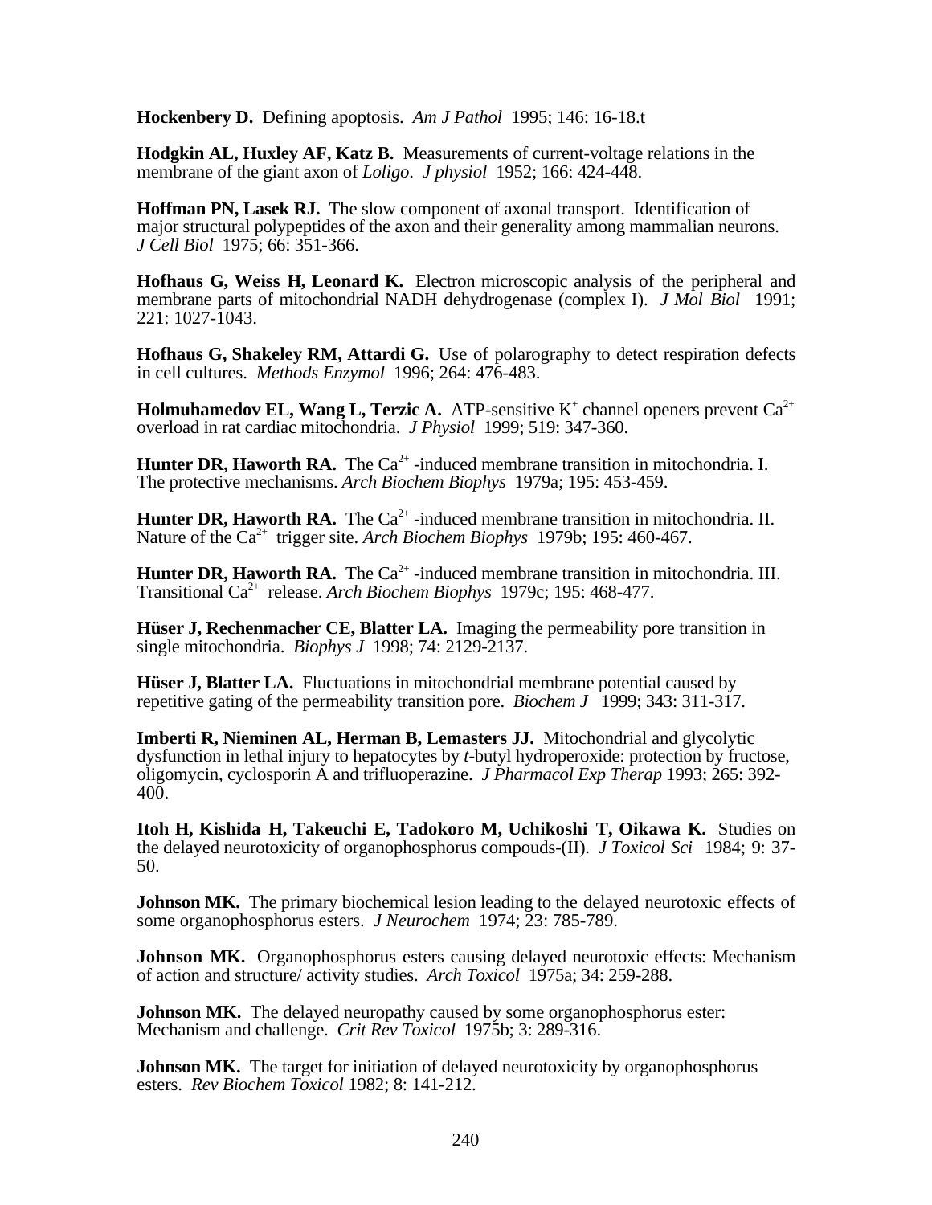**Hockenbery D.** Defining apoptosis. *Am J Pathol* 1995; 146: 16-18.t

**Hodgkin AL, Huxley AF, Katz B.** Measurements of current-voltage relations in the membrane of the giant axon of *Loligo*. *J physiol* 1952; 166: 424-448.

**Hoffman PN, Lasek RJ.** The slow component of axonal transport. Identification of major structural polypeptides of the axon and their generality among mammalian neurons. *J Cell Biol* 1975; 66: 351-366.

**Hofhaus G, Weiss H, Leonard K.** Electron microscopic analysis of the peripheral and membrane parts of mitochondrial NADH dehydrogenase (complex I). *J Mol Biol* 1991; 221: 1027-1043.

**Hofhaus G, Shakeley RM, Attardi G.** Use of polarography to detect respiration defects in cell cultures. *Methods Enzymol* 1996; 264: 476-483.

**Holmuhamedov EL, Wang L, Terzic A.** ATP-sensitive $K^+$ channel openers prevent $Ca^{2+}$ overload in rat cardiac mitochondria. *J Physiol* 1999; 519: 347-360.

**Hunter DR, Haworth RA.** The $Ca^{2+}$ -induced membrane transition in mitochondria. I. The protective mechanisms. *Arch Biochem Biophys* 1979a; 195: 453-459.

**Hunter DR, Haworth RA.** The $Ca^{2+}$ -induced membrane transition in mitochondria. II. Nature of the $Ca^{2+}$ trigger site. *Arch Biochem Biophys* 1979b; 195: 460-467.

**Hunter DR, Haworth RA.** The $Ca^{2+}$ -induced membrane transition in mitochondria. III. Transitional $Ca^{2+}$ release. *Arch Biochem Biophys* 1979c; 195: 468-477.

**Hüser J, Rechenmacher CE, Blatter LA.** Imaging the permeability pore transition in single mitochondria. *Biophys J* 1998; 74: 2129-2137.

**Hüser J, Blatter LA.** Fluctuations in mitochondrial membrane potential caused by repetitive gating of the permeability transition pore. *Biochem J* 1999; 343: 311-317.

**Imberti R, Nieminen AL, Herman B, Lemasters JJ.** Mitochondrial and glycolytic dysfunction in lethal injury to hepatocytes by *t*-butyl hydroperoxide: protection by fructose, oligomycin, cyclosporin A and trifluoperazine. *J Pharmacol Exp Therap* 1993; 265: 392-400.

**Itoh H, Kishida H, Takeuchi E, Tadokoro M, Uchikoshi T, Oikawa K.** Studies on the delayed neurotoxicity of organophosphorus compouds-(II). *J Toxicol Sci* 1984; 9: 37-50.

**Johnson MK.** The primary biochemical lesion leading to the delayed neurotoxic effects of some organophosphorus esters. *J Neurochem* 1974; 23: 785-789.

**Johnson MK.** Organophosphorus esters causing delayed neurotoxic effects: Mechanism of action and structure/ activity studies. *Arch Toxicol* 1975a; 34: 259-288.

**Johnson MK.** The delayed neuropathy caused by some organophosphorus ester: Mechanism and challenge. *Crit Rev Toxicol* 1975b; 3: 289-316.

**Johnson MK.** The target for initiation of delayed neurotoxicity by organophosphorus esters. *Rev Biochem Toxicol* 1982; 8: 141-212.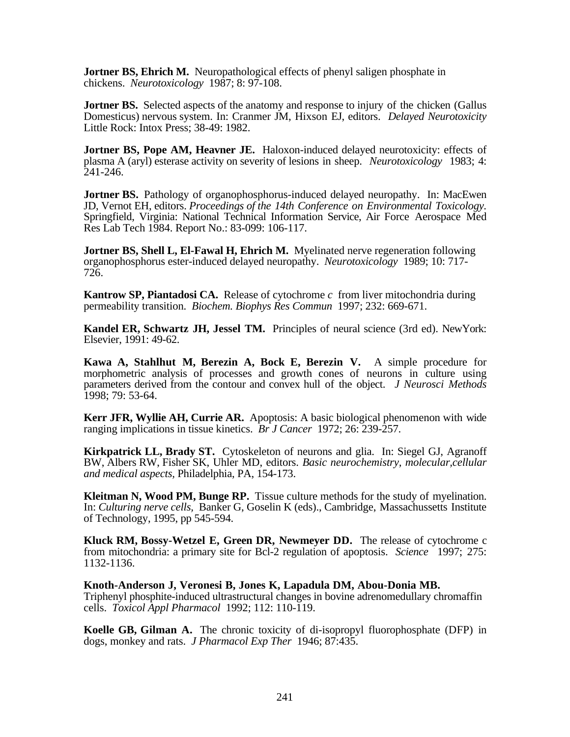**Jortner BS, Ehrich M.** Neuropathological effects of phenyl saligen phosphate in chickens. *Neurotoxicology* 1987; 8: 97-108.

**Jortner BS.** Selected aspects of the anatomy and response to injury of the chicken (Gallus Domesticus) nervous system. In: Cranmer JM, Hixson EJ, editors. *Delayed Neurotoxicity* Little Rock: Intox Press; 38-49: 1982.

**Jortner BS, Pope AM, Heavner JE.** Haloxon-induced delayed neurotoxicity: effects of plasma A (aryl) esterase activity on severity of lesions in sheep. *Neurotoxicology* 1983; 4: 241-246.

**Jortner BS.** Pathology of organophosphorus-induced delayed neuropathy. In: MacEwen JD, Vernot EH, editors. *Proceedings of the 14th Conference on Environmental Toxicology.* Springfield, Virginia: National Technical Information Service, Air Force Aerospace Med Res Lab Tech 1984. Report No.: 83-099: 106-117.

**Jortner BS, Shell L, El-Fawal H, Ehrich M.** Myelinated nerve regeneration following organophosphorus ester-induced delayed neuropathy. *Neurotoxicology* 1989; 10: 717-726.

**Kantrow SP, Piantadosi CA.** Release of cytochrome *c* from liver mitochondria during permeability transition. *Biochem. Biophys Res Commun* 1997; 232: 669-671.

**Kandel ER, Schwartz JH, Jessel TM.** Principles of neural science (3rd ed). NewYork: Elsevier, 1991: 49-62.

**Kawa A, Stahlhut M, Berezin A, Bock E, Berezin V.** A simple procedure for morphometric analysis of processes and growth cones of neurons in culture using parameters derived from the contour and convex hull of the object. *J Neurosci Methods* 1998; 79: 53-64.

**Kerr JFR, Wyllie AH, Currie AR.** Apoptosis: A basic biological phenomenon with wide ranging implications in tissue kinetics. *Br J Cancer* 1972; 26: 239-257.

**Kirkpatrick LL, Brady ST.** Cytoskeleton of neurons and glia. In: Siegel GJ, Agranoff BW, Albers RW, Fisher SK, Uhler MD, editors. *Basic neurochemistry, molecular,cellular and medical aspects,* Philadelphia, PA, 154-173.

**Kleitman N, Wood PM, Bunge RP.** Tissue culture methods for the study of myelination. In: *Culturing nerve cells*, Banker G, Goselin K (eds)., Cambridge, Massachussetts Institute of Technology, 1995, pp 545-594.

**Kluck RM, Bossy-Wetzel E, Green DR, Newmeyer DD.** The release of cytochrome c from mitochondria: a primary site for Bcl-2 regulation of apoptosis. *Science* 1997; 275: 1132-1136.

**Knoth-Anderson J, Veronesi B, Jones K, Lapadula DM, Abou-Donia MB.** Triphenyl phosphite-induced ultrastructural changes in bovine adrenomedullary chromaffin cells. *Toxicol Appl Pharmacol* 1992; 112: 110-119.

**Koelle GB, Gilman A.** The chronic toxicity of di-isopropyl fluorophosphate (DFP) in dogs, monkey and rats. *J Pharmacol Exp Ther* 1946; 87:435.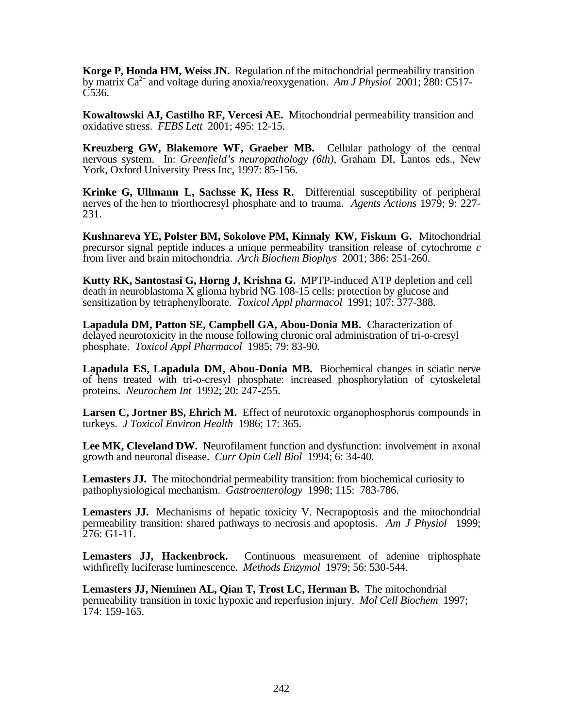**Korge P, Honda HM, Weiss JN.** Regulation of the mitochondrial permeability transition by matrix $Ca^{2+}$ and voltage during anoxia/reoxygenation. *Am J Physiol* 2001; 280: C517-C536.

**Kowaltowski AJ, Castilho RF, Vercesi AE.** Mitochondrial permeability transition and oxidative stress. *FEBS Lett* 2001; 495: 12-15.

**Kreuzberg GW, Blakemore WF, Graeber MB.** Cellular pathology of the central nervous system. In: *Greenfield's neuropathology (6th)*, Graham DI, Lantos eds., New York, Oxford University Press Inc, 1997: 85-156.

**Krinke G, Ullmann L, Sachsse K, Hess R.** Differential susceptibility of peripheral nerves of the hen to triorthocresyl phosphate and to trauma. *Agents Actions* 1979; 9: 227-231.

**Kushnareva YE, Polster BM, Sokolove PM, Kinnaly KW, Fiskum G.** Mitochondrial precursor signal peptide induces a unique permeability transition release of cytochrome *c* from liver and brain mitochondria. *Arch Biochem Biophys* 2001; 386: 251-260.

**Kutty RK, Santostasi G, Horng J, Krishna G.** MPTP-induced ATP depletion and cell death in neuroblastoma X glioma hybrid NG 108-15 cells: protection by glucose and sensitization by tetraphenylborate. *Toxicol Appl pharmacol* 1991; 107: 377-388.

**Lapadula DM, Patton SE, Campbell GA, Abou-Donia MB.** Characterization of delayed neurotoxicity in the mouse following chronic oral administration of tri-o-cresyl phosphate. *Toxicol Appl Pharmacol* 1985; 79: 83-90.

**Lapadula ES, Lapadula DM, Abou-Donia MB.** Biochemical changes in sciatic nerve of hens treated with tri-o-cresyl phosphate: increased phosphorylation of cytoskeletal proteins. *Neurochem Int* 1992; 20: 247-255.

**Larsen C, Jortner BS, Ehrich M.** Effect of neurotoxic organophosphorus compounds in turkeys. *J Toxicol Environ Health* 1986; 17: 365.

**Lee MK, Cleveland DW.** Neurofilament function and dysfunction: involvement in axonal growth and neuronal disease. *Curr Opin Cell Biol* 1994; 6: 34-40.

**Lemasters JJ.** The mitochondrial permeability transition: from biochemical curiosity to pathophysiological mechanism. *Gastroenterology* 1998; 115: 783-786.

**Lemasters JJ.** Mechanisms of hepatic toxicity V. Necrapoptosis and the mitochondrial permeability transition: shared pathways to necrosis and apoptosis. *Am J Physiol* 1999; 276: G1-11.

**Lemasters JJ, Hackenbrock.** Continuous measurement of adenine triphosphate withfirefly luciferase luminescence. *Methods Enzymol* 1979; 56: 530-544.

**Lemasters JJ, Nieminen AL, Qian T, Trost LC, Herman B.** The mitochondrial permeability transition in toxic hypoxic and reperfusion injury. *Mol Cell Biochem* 1997; 174: 159-165.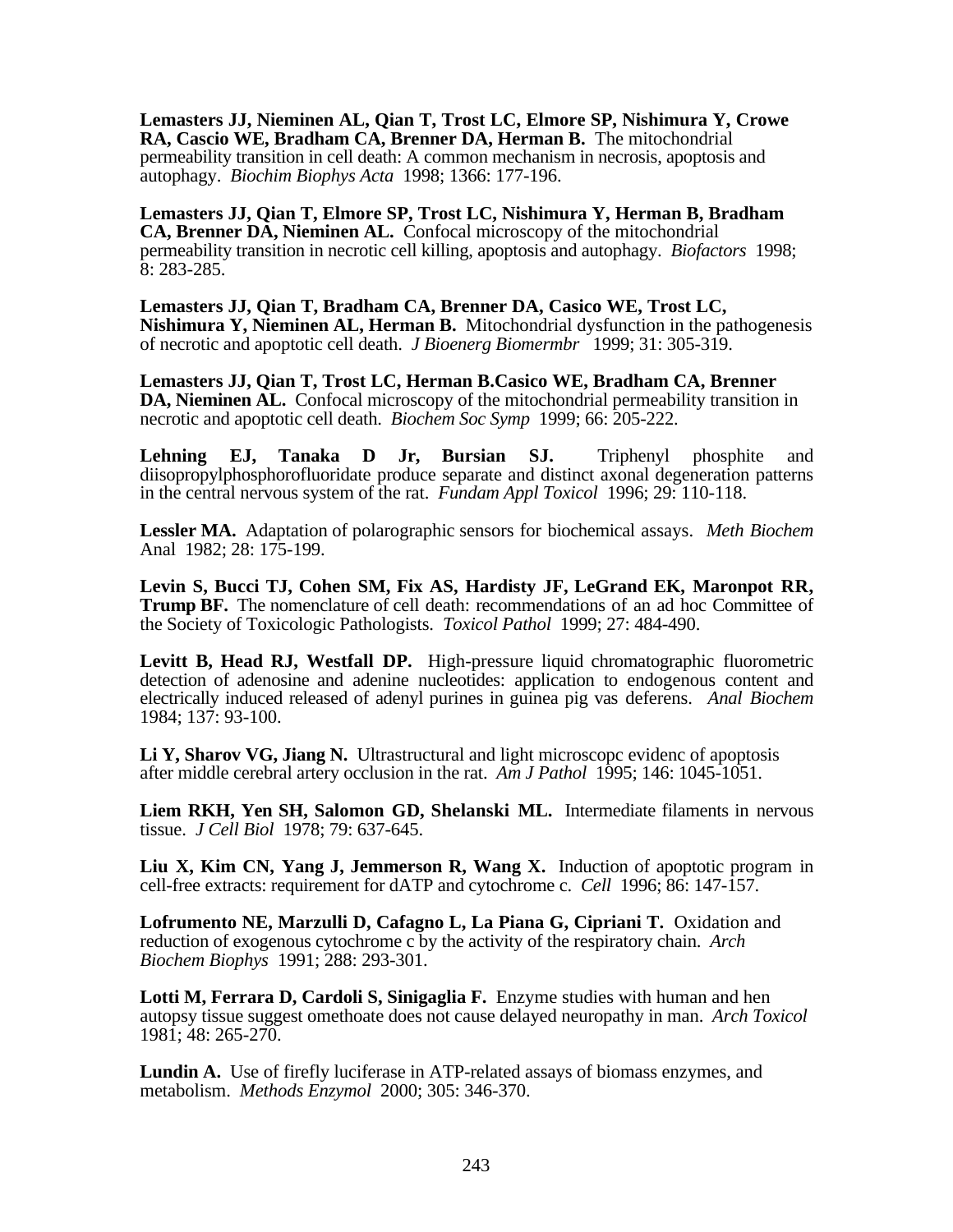**Lemasters JJ, Nieminen AL, Qian T, Trost LC, Elmore SP, Nishimura Y, Crowe RA, Cascio WE, Bradham CA, Brenner DA, Herman B.** The mitochondrial permeability transition in cell death: A common mechanism in necrosis, apoptosis and autophagy. *Biochim Biophys Acta* 1998; 1366: 177-196.

**Lemasters JJ, Qian T, Elmore SP, Trost LC, Nishimura Y, Herman B, Bradham CA, Brenner DA, Nieminen AL.** Confocal microscopy of the mitochondrial permeability transition in necrotic cell killing, apoptosis and autophagy. *Biofactors* 1998; 8: 283-285.

**Lemasters JJ, Qian T, Bradham CA, Brenner DA, Casico WE, Trost LC, Nishimura Y, Nieminen AL, Herman B.** Mitochondrial dysfunction in the pathogenesis of necrotic and apoptotic cell death. *J Bioenerg Biomermbr* 1999; 31: 305-319.

**Lemasters JJ, Qian T, Trost LC, Herman B.Casico WE, Bradham CA, Brenner DA, Nieminen AL.** Confocal microscopy of the mitochondrial permeability transition in necrotic and apoptotic cell death. *Biochem Soc Symp* 1999; 66: 205-222.

**Lehning EJ, Tanaka D Jr, Bursian SJ.** Triphenyl phosphite and diisopropylphosphorofluoridate produce separate and distinct axonal degeneration patterns in the central nervous system of the rat. *Fundam Appl Toxicol* 1996; 29: 110-118.

**Lessler MA.** Adaptation of polarographic sensors for biochemical assays. *Meth Biochem* Anal 1982; 28: 175-199.

**Levin S, Bucci TJ, Cohen SM, Fix AS, Hardisty JF, LeGrand EK, Maronpot RR, Trump BF.** The nomenclature of cell death: recommendations of an ad hoc Committee of the Society of Toxicologic Pathologists. *Toxicol Pathol* 1999; 27: 484-490.

**Levitt B, Head RJ, Westfall DP.** High-pressure liquid chromatographic fluorometric detection of adenosine and adenine nucleotides: application to endogenous content and electrically induced released of adenyl purines in guinea pig vas deferens. *Anal Biochem* 1984; 137: 93-100.

**Li Y, Sharov VG, Jiang N.** Ultrastructural and light microscopc evidenc of apoptosis after middle cerebral artery occlusion in the rat. *Am J Pathol* 1995; 146: 1045-1051.

**Liem RKH, Yen SH, Salomon GD, Shelanski ML.** Intermediate filaments in nervous tissue. *J Cell Biol* 1978; 79: 637-645.

**Liu X, Kim CN, Yang J, Jemmerson R, Wang X.** Induction of apoptotic program in cell-free extracts: requirement for dATP and cytochrome c. *Cell* 1996; 86: 147-157.

**Lofrumento NE, Marzulli D, Cafagno L, La Piana G, Cipriani T.** Oxidation and reduction of exogenous cytochrome c by the activity of the respiratory chain. *Arch Biochem Biophys* 1991; 288: 293-301.

**Lotti M, Ferrara D, Cardoli S, Sinigaglia F.** Enzyme studies with human and hen autopsy tissue suggest omethoate does not cause delayed neuropathy in man. *Arch Toxicol* 1981; 48: 265-270.

**Lundin A.** Use of firefly luciferase in ATP-related assays of biomass enzymes, and metabolism. *Methods Enzymol* 2000; 305: 346-370.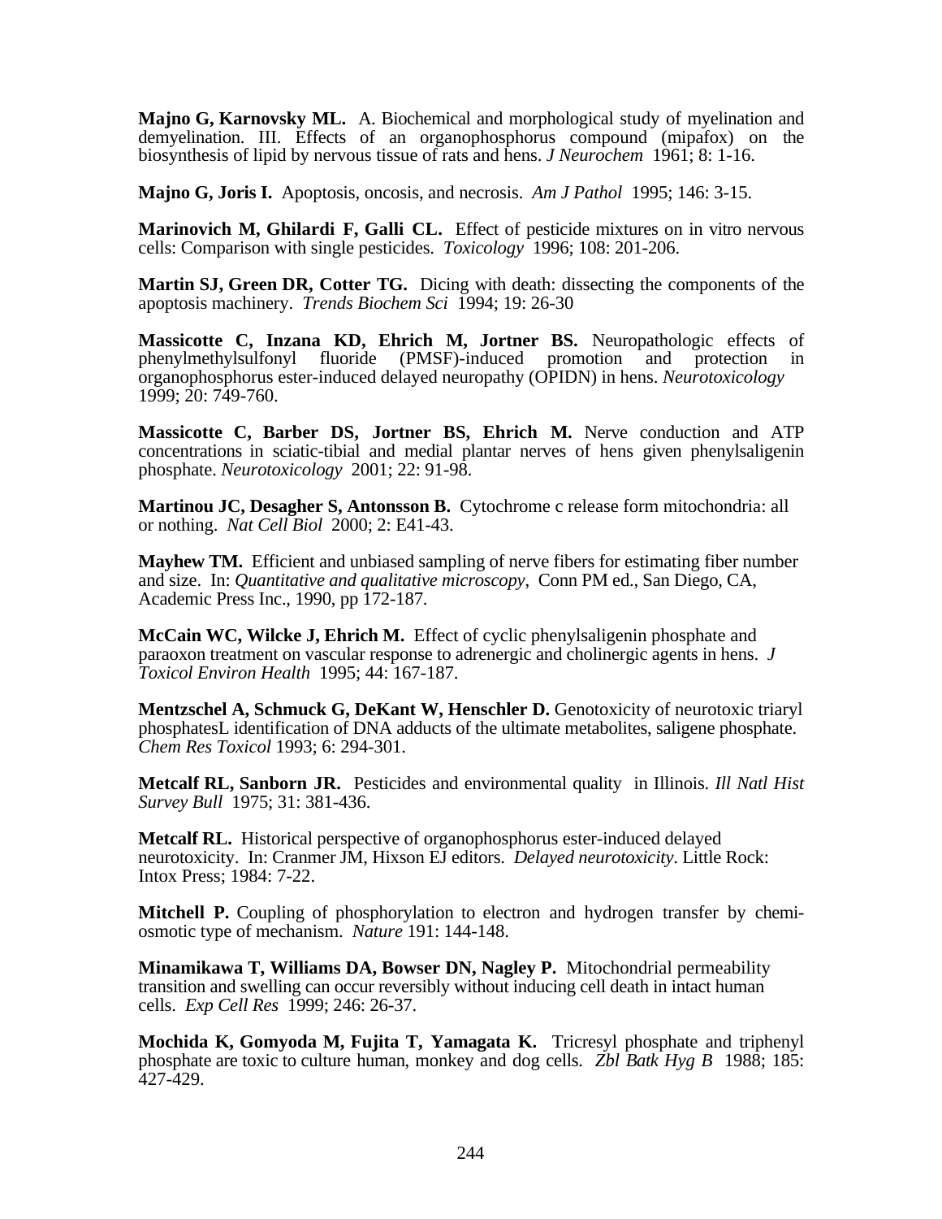**Majno G, Karnovsky ML.** A. Biochemical and morphological study of myelination and demyelination. III. Effects of an organophosphorus compound (mipafox) on the biosynthesis of lipid by nervous tissue of rats and hens. *J Neurochem* 1961; 8: 1-16.

**Majno G, Joris I.** Apoptosis, oncosis, and necrosis. *Am J Pathol* 1995; 146: 3-15.

**Marinovich M, Ghilardi F, Galli CL.** Effect of pesticide mixtures on in vitro nervous cells: Comparison with single pesticides. *Toxicology* 1996; 108: 201-206.

**Martin SJ, Green DR, Cotter TG.** Dicing with death: dissecting the components of the apoptosis machinery. *Trends Biochem Sci* 1994; 19: 26-30

**Massicotte C, Inzana KD, Ehrich M, Jortner BS.** Neuropathologic effects of phenylmethylsulfonyl fluoride (PMSF)-induced promotion and protection in organophosphorus ester-induced delayed neuropathy (OPIDN) in hens. *Neurotoxicology* 1999; 20: 749-760.

**Massicotte C, Barber DS, Jortner BS, Ehrich M.** Nerve conduction and ATP concentrations in sciatic-tibial and medial plantar nerves of hens given phenylsaligenin phosphate. *Neurotoxicology* 2001; 22: 91-98.

**Martinou JC, Desagher S, Antonsson B.** Cytochrome c release form mitochondria: all or nothing. *Nat Cell Biol* 2000; 2: E41-43.

**Mayhew TM.** Efficient and unbiased sampling of nerve fibers for estimating fiber number and size. In: *Quantitative and qualitative microscopy*, Conn PM ed., San Diego, CA, Academic Press Inc., 1990, pp 172-187.

**McCain WC, Wilcke J, Ehrich M.** Effect of cyclic phenylsaligenin phosphate and paraoxon treatment on vascular response to adrenergic and cholinergic agents in hens. *J Toxicol Environ Health* 1995; 44: 167-187.

**Mentzschel A, Schmuck G, DeKant W, Henschler D.** Genotoxicity of neurotoxic triaryl phosphatesL identification of DNA adducts of the ultimate metabolites, saligene phosphate. *Chem Res Toxicol* 1993; 6: 294-301.

**Metcalf RL, Sanborn JR.** Pesticides and environmental quality in Illinois. *Ill Natl Hist Survey Bull* 1975; 31: 381-436.

**Metcalf RL.** Historical perspective of organophosphorus ester-induced delayed neurotoxicity. In: Cranmer JM, Hixson EJ editors. *Delayed neurotoxicity*. Little Rock: Intox Press; 1984: 7-22.

**Mitchell P.** Coupling of phosphorylation to electron and hydrogen transfer by chemi-osmotic type of mechanism. *Nature* 191: 144-148.

**Minamikawa T, Williams DA, Bowser DN, Nagley P.** Mitochondrial permeability transition and swelling can occur reversibly without inducing cell death in intact human cells. *Exp Cell Res* 1999; 246: 26-37.

**Mochida K, Gomyoda M, Fujita T, Yamagata K.** Tricresyl phosphate and triphenyl phosphate are toxic to culture human, monkey and dog cells. *Zbl Batk Hyg B* 1988; 185: 427-429.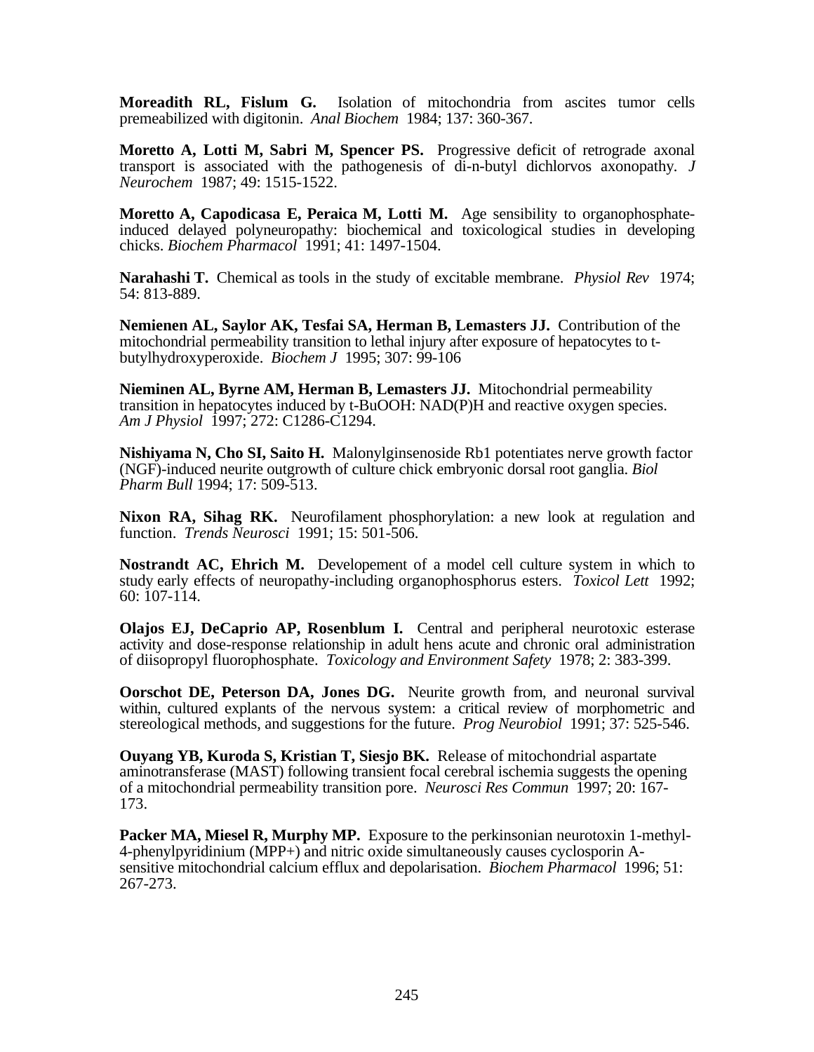**Moreadith RL, Fislum G.** Isolation of mitochondria from ascites tumor cells premeabilized with digitonin. *Anal Biochem* 1984; 137: 360-367.

**Moretto A, Lotti M, Sabri M, Spencer PS.** Progressive deficit of retrograde axonal transport is associated with the pathogenesis of di-n-butyl dichlorvos axonopathy. *J Neurochem* 1987; 49: 1515-1522.

**Moretto A, Capodicasa E, Peraica M, Lotti M.** Age sensibility to organophosphate-induced delayed polyneuropathy: biochemical and toxicological studies in developing chicks. *Biochem Pharmacol* 1991; 41: 1497-1504.

**Narahashi T.** Chemical as tools in the study of excitable membrane. *Physiol Rev* 1974; 54: 813-889.

**Nemienen AL, Saylor AK, Tesfai SA, Herman B, Lemasters JJ.** Contribution of the mitochondrial permeability transition to lethal injury after exposure of hepatocytes to t-butylhydroxyperoxide. *Biochem J* 1995; 307: 99-106

**Nieminen AL, Byrne AM, Herman B, Lemasters JJ.** Mitochondrial permeability transition in hepatocytes induced by t-BuOOH: NAD(P)H and reactive oxygen species. *Am J Physiol* 1997; 272: C1286-C1294.

**Nishiyama N, Cho SI, Saito H.** Malonylginsenoside Rb1 potentiates nerve growth factor (NGF)-induced neurite outgrowth of culture chick embryonic dorsal root ganglia. *Biol Pharm Bull* 1994; 17: 509-513.

**Nixon RA, Sihag RK.** Neurofilament phosphorylation: a new look at regulation and function. *Trends Neurosci* 1991; 15: 501-506.

**Nostrandt AC, Ehrich M.** Developement of a model cell culture system in which to study early effects of neuropathy-including organophosphorus esters. *Toxicol Lett* 1992; 60: 107-114.

**Olajos EJ, DeCaprio AP, Rosenblum I.** Central and peripheral neurotoxic esterase activity and dose-response relationship in adult hens acute and chronic oral administration of diisopropyl fluorophosphate. *Toxicology and Environment Safety* 1978; 2: 383-399.

**Oorschot DE, Peterson DA, Jones DG.** Neurite growth from, and neuronal survival within, cultured explants of the nervous system: a critical review of morphometric and stereological methods, and suggestions for the future. *Prog Neurobiol* 1991; 37: 525-546.

**Ouyang YB, Kuroda S, Kristian T, Siesjo BK.** Release of mitochondrial aspartate aminotransferase (MAST) following transient focal cerebral ischemia suggests the opening of a mitochondrial permeability transition pore. *Neurosci Res Commun* 1997; 20: 167-173.

**Packer MA, Miesel R, Murphy MP.** Exposure to the perkinsonian neurotoxin 1-methyl-4-phenylpyridinium (MPP+) and nitric oxide simultaneously causes cyclosporin A-sensitive mitochondrial calcium efflux and depolarisation. *Biochem Pharmacol* 1996; 51: 267-273.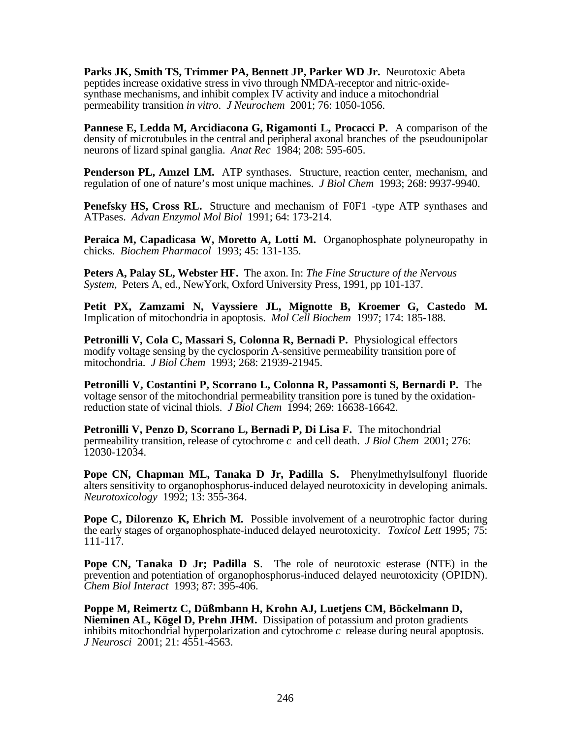**Parks JK, Smith TS, Trimmer PA, Bennett JP, Parker WD Jr.** Neurotoxic Abeta peptides increase oxidative stress in vivo through NMDA-receptor and nitric-oxide-synthase mechanisms, and inhibit complex IV activity and induce a mitochondrial permeability transition *in vitro*. *J Neurochem* 2001; 76: 1050-1056.

**Pannese E, Ledda M, Arcidiacona G, Rigamonti L, Procacci P.** A comparison of the density of microtubules in the central and peripheral axonal branches of the pseudounipolar neurons of lizard spinal ganglia. *Anat Rec* 1984; 208: 595-605.

**Penderson PL, Amzel LM.** ATP synthases. Structure, reaction center, mechanism, and regulation of one of nature's most unique machines. *J Biol Chem* 1993; 268: 9937-9940.

**Penefsky HS, Cross RL.** Structure and mechanism of F0F1 -type ATP synthases and ATPases. *Advan Enzymol Mol Biol* 1991; 64: 173-214.

**Peraica M, Capadicasa W, Moretto A, Lotti M.** Organophosphate polyneuropathy in chicks. *Biochem Pharmacol* 1993; 45: 131-135.

**Peters A, Palay SL, Webster HF.** The axon. In: *The Fine Structure of the Nervous System,* Peters A, ed., NewYork, Oxford University Press, 1991, pp 101-137.

**Petit PX, Zamzami N, Vayssiere JL, Mignotte B, Kroemer G, Castedo M.** Implication of mitochondria in apoptosis. *Mol Cell Biochem* 1997; 174: 185-188.

**Petronilli V, Cola C, Massari S, Colonna R, Bernadi P.** Physiological effectors modify voltage sensing by the cyclosporin A-sensitive permeability transition pore of mitochondria. *J Biol Chem* 1993; 268: 21939-21945.

**Petronilli V, Costantini P, Scorrano L, Colonna R, Passamonti S, Bernardi P.** The voltage sensor of the mitochondrial permeability transition pore is tuned by the oxidation-reduction state of vicinal thiols. *J Biol Chem* 1994; 269: 16638-16642.

**Petronilli V, Penzo D, Scorrano L, Bernadi P, Di Lisa F.** The mitochondrial permeability transition, release of cytochrome *c* and cell death. *J Biol Chem* 2001; 276: 12030-12034.

**Pope CN, Chapman ML, Tanaka D Jr, Padilla S.** Phenylmethylsulfonyl fluoride alters sensitivity to organophosphorus-induced delayed neurotoxicity in developing animals. *Neurotoxicology* 1992; 13: 355-364.

**Pope C, Dilorenzo K, Ehrich M.** Possible involvement of a neurotrophic factor during the early stages of organophosphate-induced delayed neurotoxicity. *Toxicol Lett* 1995; 75: 111-117.

**Pope CN, Tanaka D Jr; Padilla S**. The role of neurotoxic esterase (NTE) in the prevention and potentiation of organophosphorus-induced delayed neurotoxicity (OPIDN). *Chem Biol Interact* 1993; 87: 395-406.

**Poppe M, Reimertz C, Düßmbann H, Krohn AJ, Luetjens CM, Böckelmann D, Nieminen AL, Kögel D, Prehn JHM.** Dissipation of potassium and proton gradients inhibits mitochondrial hyperpolarization and cytochrome *c* release during neural apoptosis. *J Neurosci* 2001; 21: 4551-4563.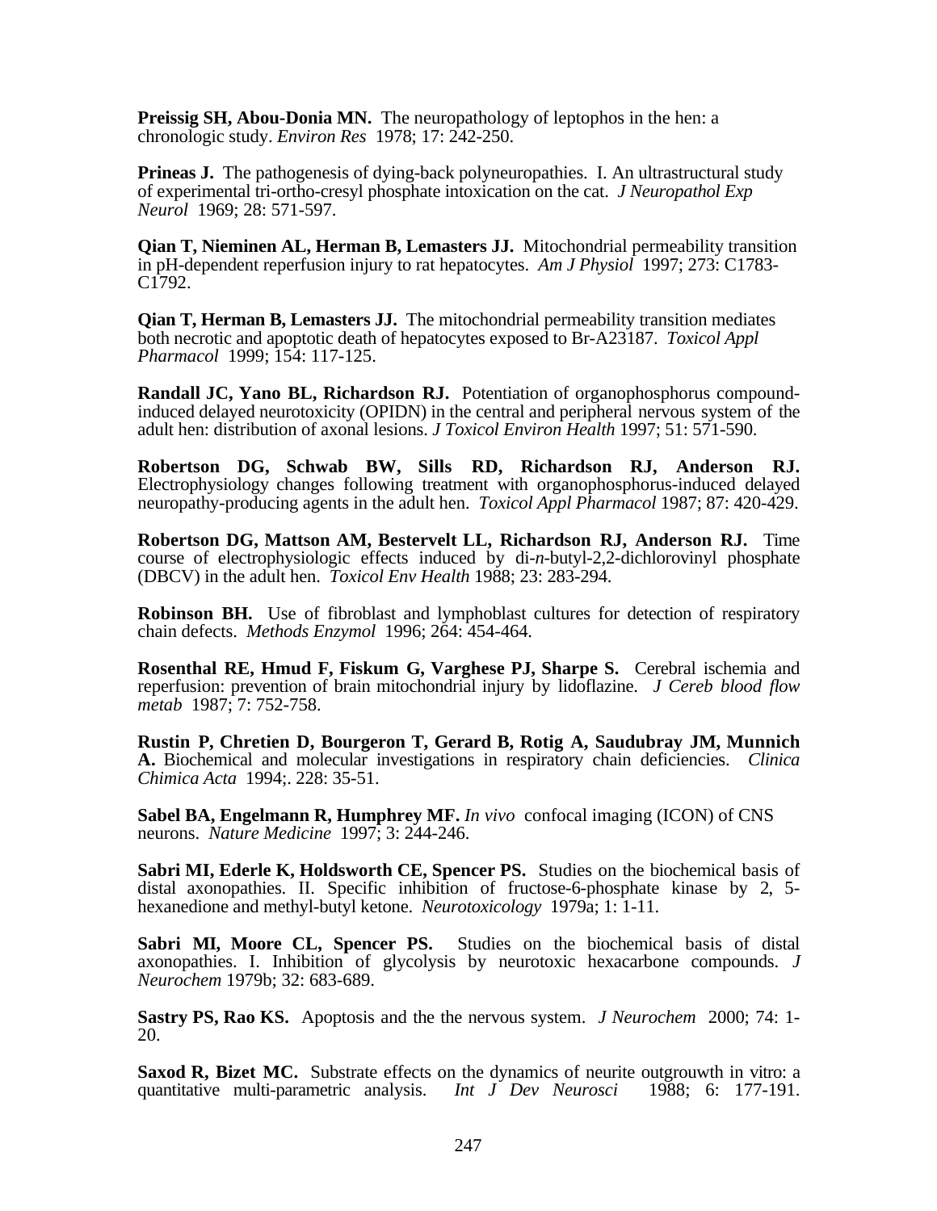**Preissig SH, Abou-Donia MN.** The neuropathology of leptophos in the hen: a chronologic study. *Environ Res* 1978; 17: 242-250.

**Prineas J.** The pathogenesis of dying-back polyneuropathies. I. An ultrastructural study of experimental tri-ortho-cresyl phosphate intoxication on the cat. *J Neuropathol Exp Neurol* 1969; 28: 571-597.

**Qian T, Nieminen AL, Herman B, Lemasters JJ.** Mitochondrial permeability transition in pH-dependent reperfusion injury to rat hepatocytes. *Am J Physiol* 1997; 273: C1783-C1792.

**Qian T, Herman B, Lemasters JJ.** The mitochondrial permeability transition mediates both necrotic and apoptotic death of hepatocytes exposed to Br-A23187. *Toxicol Appl Pharmacol* 1999; 154: 117-125.

**Randall JC, Yano BL, Richardson RJ.** Potentiation of organophosphorus compound-induced delayed neurotoxicity (OPIDN) in the central and peripheral nervous system of the adult hen: distribution of axonal lesions. *J Toxicol Environ Health* 1997; 51: 571-590.

**Robertson DG, Schwab BW, Sills RD, Richardson RJ, Anderson RJ.** Electrophysiology changes following treatment with organophosphorus-induced delayed neuropathy-producing agents in the adult hen. *Toxicol Appl Pharmacol* 1987; 87: 420-429.

**Robertson DG, Mattson AM, Bestervelt LL, Richardson RJ, Anderson RJ.** Time course of electrophysiologic effects induced by di-*n*-butyl-2,2-dichlorovinyl phosphate (DBCV) in the adult hen. *Toxicol Env Health* 1988; 23: 283-294.

**Robinson BH.** Use of fibroblast and lymphoblast cultures for detection of respiratory chain defects. *Methods Enzymol* 1996; 264: 454-464.

**Rosenthal RE, Hmud F, Fiskum G, Varghese PJ, Sharpe S.** Cerebral ischemia and reperfusion: prevention of brain mitochondrial injury by lidoflazine. *J Cereb blood flow metab* 1987; 7: 752-758.

**Rustin P, Chretien D, Bourgeron T, Gerard B, Rotig A, Saudubray JM, Munnich A.** Biochemical and molecular investigations in respiratory chain deficiencies. *Clinica Chimica Acta* 1994;. 228: 35-51.

**Sabel BA, Engelmann R, Humphrey MF.** *In vivo* confocal imaging (ICON) of CNS neurons. *Nature Medicine* 1997; 3: 244-246.

**Sabri MI, Ederle K, Holdsworth CE, Spencer PS.** Studies on the biochemical basis of distal axonopathies. II. Specific inhibition of fructose-6-phosphate kinase by 2, 5-hexanedione and methyl-butyl ketone. *Neurotoxicology* 1979a; 1: 1-11.

**Sabri MI, Moore CL, Spencer PS.** Studies on the biochemical basis of distal axonopathies. I. Inhibition of glycolysis by neurotoxic hexacarbone compounds. *J Neurochem* 1979b; 32: 683-689.

**Sastry PS, Rao KS.** Apoptosis and the the nervous system. *J Neurochem* 2000; 74: 1-20.

**Saxod R, Bizet MC.** Substrate effects on the dynamics of neurite outgrouwth in vitro: a quantitative multi-parametric analysis. *Int J Dev Neurosci* 1988; 6: 177-191.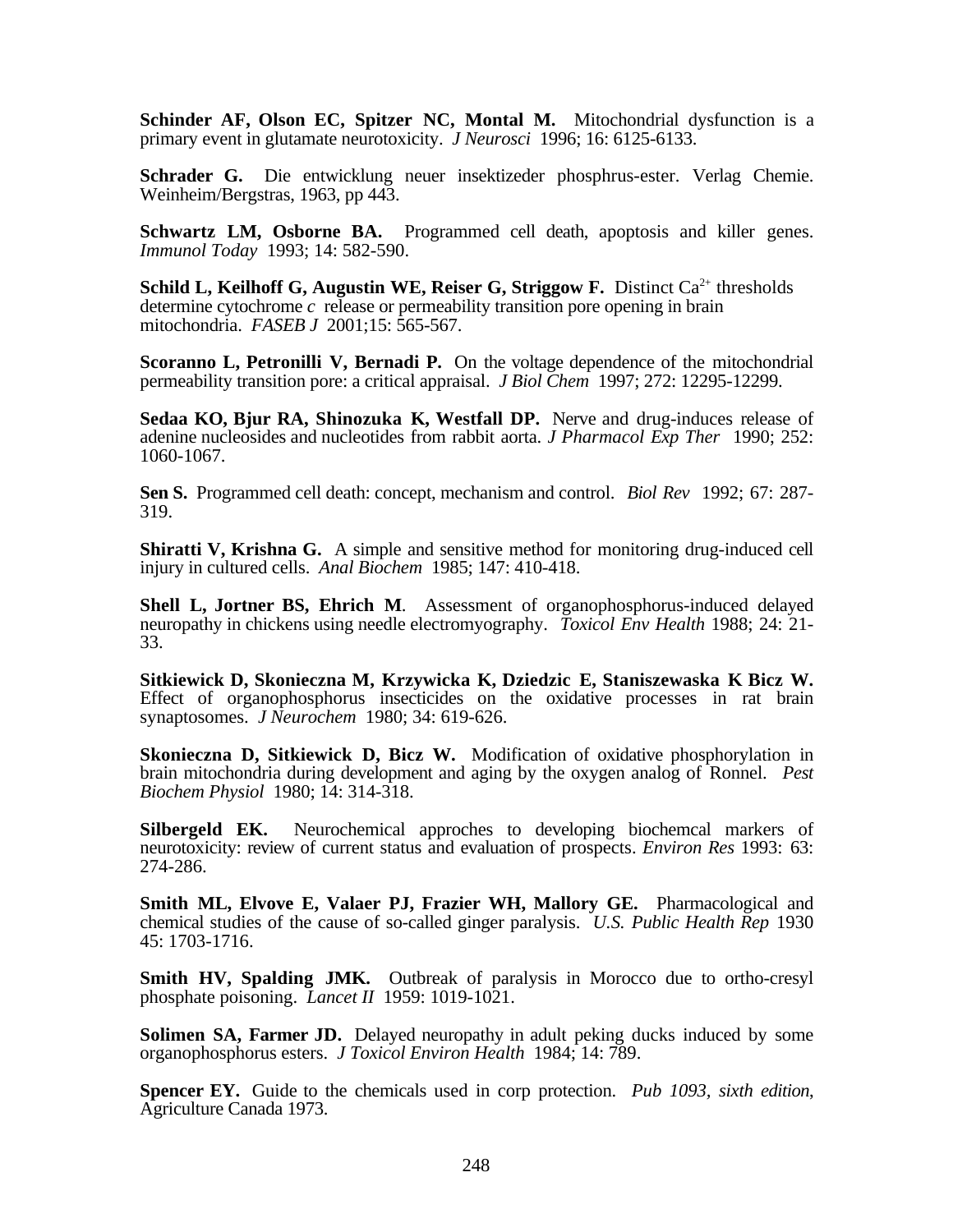**Schinder AF, Olson EC, Spitzer NC, Montal M.** Mitochondrial dysfunction is a primary event in glutamate neurotoxicity. *J Neurosci* 1996; 16: 6125-6133.

**Schrader G.** Die entwicklung neuer insektizeder phosphrus-ester. Verlag Chemie. Weinheim/Bergstras, 1963, pp 443.

**Schwartz LM, Osborne BA.** Programmed cell death, apoptosis and killer genes. *Immunol Today* 1993; 14: 582-590.

**Schild L, Keilhoff G, Augustin WE, Reiser G, Striggow F.** Distinct $Ca^{2+}$ thresholds determine cytochrome *c* release or permeability transition pore opening in brain mitochondria. *FASEB J* 2001;15: 565-567.

**Scoranno L, Petronilli V, Bernadi P.** On the voltage dependence of the mitochondrial permeability transition pore: a critical appraisal. *J Biol Chem* 1997; 272: 12295-12299.

**Sedaa KO, Bjur RA, Shinozuka K, Westfall DP.** Nerve and drug-induces release of adenine nucleosides and nucleotides from rabbit aorta. *J Pharmacol Exp Ther* 1990; 252: 1060-1067.

**Sen S.** Programmed cell death: concept, mechanism and control. *Biol Rev* 1992; 67: 287-319.

**Shiratti V, Krishna G.** A simple and sensitive method for monitoring drug-induced cell injury in cultured cells. *Anal Biochem* 1985; 147: 410-418.

**Shell L, Jortner BS, Ehrich M**. Assessment of organophosphorus-induced delayed neuropathy in chickens using needle electromyography. *Toxicol Env Health* 1988; 24: 21-33.

**Sitkiewick D, Skonieczna M, Krzywicka K, Dziedzic E, Staniszewaska K Bicz W.** Effect of organophosphorus insecticides on the oxidative processes in rat brain synaptosomes. *J Neurochem* 1980; 34: 619-626.

**Skonieczna D, Sitkiewick D, Bicz W.** Modification of oxidative phosphorylation in brain mitochondria during development and aging by the oxygen analog of Ronnel. *Pest Biochem Physiol* 1980; 14: 314-318.

**Silbergeld EK.** Neurochemical approches to developing biochemcal markers of neurotoxicity: review of current status and evaluation of prospects. *Environ Res* 1993: 63: 274-286.

**Smith ML, Elvove E, Valaer PJ, Frazier WH, Mallory GE.** Pharmacological and chemical studies of the cause of so-called ginger paralysis. *U.S. Public Health Rep* 1930 45: 1703-1716.

**Smith HV, Spalding JMK.** Outbreak of paralysis in Morocco due to ortho-cresyl phosphate poisoning. *Lancet II* 1959: 1019-1021.

**Solimen SA, Farmer JD.** Delayed neuropathy in adult peking ducks induced by some organophosphorus esters. *J Toxicol Environ Health* 1984; 14: 789.

**Spencer EY.** Guide to the chemicals used in corp protection. *Pub 1093, sixth edition*, Agriculture Canada 1973.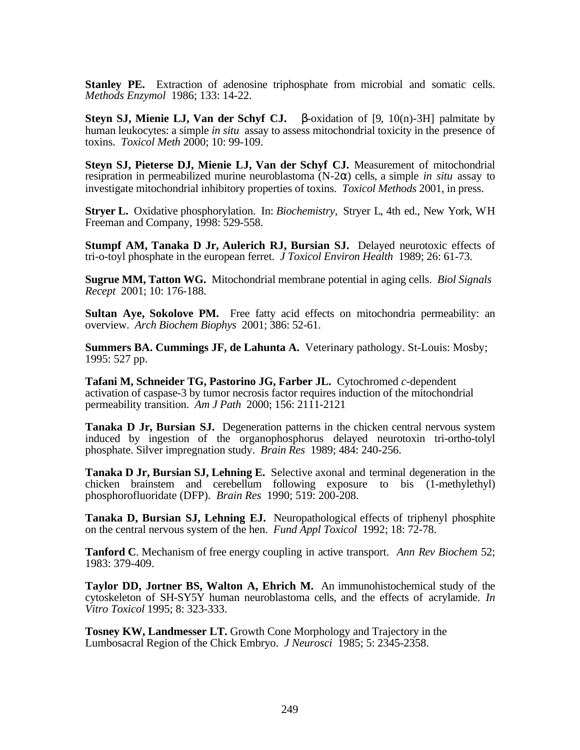**Stanley PE.** Extraction of adenosine triphosphate from microbial and somatic cells. *Methods Enzymol* 1986; 133: 14-22.

**Steyn SJ, Mienie LJ, Van der Schyf CJ.** β-oxidation of [9, 10(n)-3H] palmitate by human leukocytes: a simple *in situ* assay to assess mitochondrial toxicity in the presence of toxins. *Toxicol Meth* 2000; 10: 99-109.

**Steyn SJ, Pieterse DJ, Mienie LJ, Van der Schyf CJ.** Measurement of mitochondrial resipration in permeabilized murine neuroblastoma (N-2α) cells, a simple *in situ* assay to investigate mitochondrial inhibitory properties of toxins. *Toxicol Methods* 2001, in press.

**Stryer L.** Oxidative phosphorylation. In: *Biochemistry*, Stryer L, 4th ed., New York, WH Freeman and Company, 1998: 529-558.

**Stumpf AM, Tanaka D Jr, Aulerich RJ, Bursian SJ.** Delayed neurotoxic effects of tri-o-toyl phosphate in the european ferret. *J Toxicol Environ Health* 1989; 26: 61-73.

**Sugrue MM, Tatton WG.** Mitochondrial membrane potential in aging cells. *Biol Signals Recept* 2001; 10: 176-188.

**Sultan Aye, Sokolove PM.** Free fatty acid effects on mitochondria permeability: an overview. *Arch Biochem Biophys* 2001; 386: 52-61.

**Summers BA. Cummings JF, de Lahunta A.** Veterinary pathology. St-Louis: Mosby; 1995: 527 pp.

**Tafani M, Schneider TG, Pastorino JG, Farber JL.** Cytochromed *c*-dependent activation of caspase-3 by tumor necrosis factor requires induction of the mitochondrial permeability transition. *Am J Path* 2000; 156: 2111-2121

**Tanaka D Jr, Bursian SJ.** Degeneration patterns in the chicken central nervous system induced by ingestion of the organophosphorus delayed neurotoxin tri-ortho-tolyl phosphate. Silver impregnation study. *Brain Res* 1989; 484: 240-256.

**Tanaka D Jr, Bursian SJ, Lehning E.** Selective axonal and terminal degeneration in the chicken brainstem and cerebellum following exposure to bis (1-methylethyl) phosphorofluoridate (DFP). *Brain Res* 1990; 519: 200-208.

**Tanaka D, Bursian SJ, Lehning EJ.** Neuropathological effects of triphenyl phosphite on the central nervous system of the hen. *Fund Appl Toxicol* 1992; 18: 72-78.

**Tanford C**. Mechanism of free energy coupling in active transport. *Ann Rev Biochem* 52; 1983: 379-409.

**Taylor DD, Jortner BS, Walton A, Ehrich M.** An immunohistochemical study of the cytoskeleton of SH-SY5Y human neuroblastoma cells, and the effects of acrylamide. *In Vitro Toxicol* 1995; 8: 323-333.

**Tosney KW, Landmesser LT.** Growth Cone Morphology and Trajectory in the Lumbosacral Region of the Chick Embryo. *J Neurosci* 1985; 5: 2345-2358.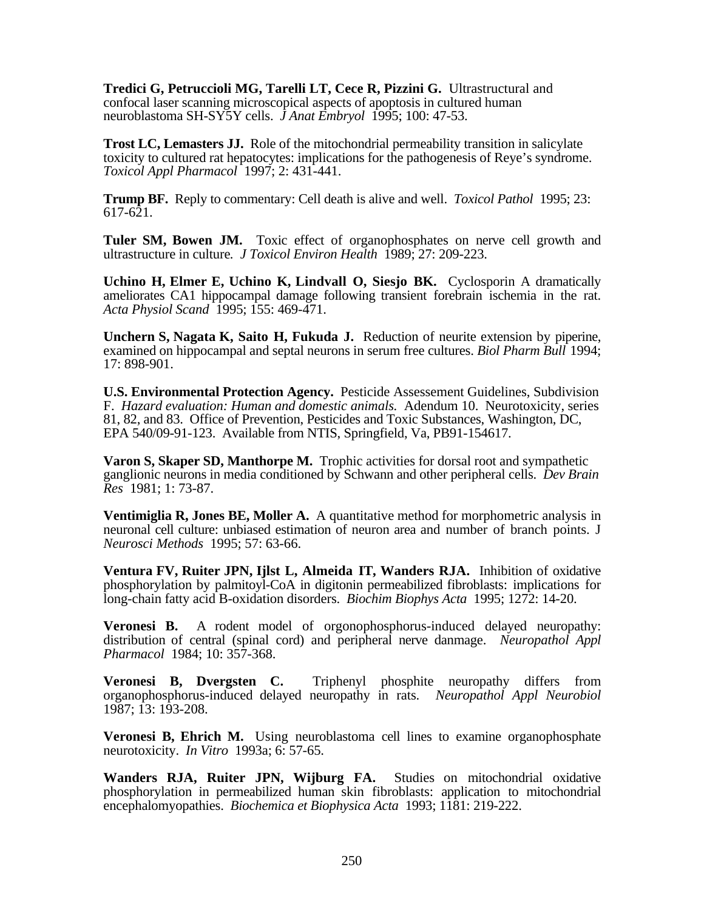**Tredici G, Petruccioli MG, Tarelli LT, Cece R, Pizzini G.** Ultrastructural and confocal laser scanning microscopical aspects of apoptosis in cultured human neuroblastoma SH-SY5Y cells. *J Anat Embryol* 1995; 100: 47-53.

**Trost LC, Lemasters JJ.** Role of the mitochondrial permeability transition in salicylate toxicity to cultured rat hepatocytes: implications for the pathogenesis of Reye's syndrome. *Toxicol Appl Pharmacol* 1997; 2: 431-441.

**Trump BF.** Reply to commentary: Cell death is alive and well. *Toxicol Pathol* 1995; 23: 617-621.

**Tuler SM, Bowen JM.** Toxic effect of organophosphates on nerve cell growth and ultrastructure in culture. *J Toxicol Environ Health* 1989; 27: 209-223.

**Uchino H, Elmer E, Uchino K, Lindvall O, Siesjo BK.** Cyclosporin A dramatically ameliorates CA1 hippocampal damage following transient forebrain ischemia in the rat. *Acta Physiol Scand* 1995; 155: 469-471.

**Unchern S, Nagata K, Saito H, Fukuda J.** Reduction of neurite extension by piperine, examined on hippocampal and septal neurons in serum free cultures. *Biol Pharm Bull* 1994; 17: 898-901.

**U.S. Environmental Protection Agency.** Pesticide Assessement Guidelines, Subdivision F. *Hazard evaluation: Human and domestic animals.* Adendum 10. Neurotoxicity, series 81, 82, and 83. Office of Prevention, Pesticides and Toxic Substances, Washington, DC, EPA 540/09-91-123. Available from NTIS, Springfield, Va, PB91-154617.

**Varon S, Skaper SD, Manthorpe M.** Trophic activities for dorsal root and sympathetic ganglionic neurons in media conditioned by Schwann and other peripheral cells. *Dev Brain Res* 1981; 1: 73-87.

**Ventimiglia R, Jones BE, Moller A.** A quantitative method for morphometric analysis in neuronal cell culture: unbiased estimation of neuron area and number of branch points. J *Neurosci Methods* 1995; 57: 63-66.

**Ventura FV, Ruiter JPN, Ijlst L, Almeida IT, Wanders RJA.** Inhibition of oxidative phosphorylation by palmitoyl-CoA in digitonin permeabilized fibroblasts: implications for long-chain fatty acid B-oxidation disorders. *Biochim Biophys Acta* 1995; 1272: 14-20.

**Veronesi B.** A rodent model of orgonophosphorus-induced delayed neuropathy: distribution of central (spinal cord) and peripheral nerve danmage. *Neuropathol Appl Pharmacol* 1984; 10: 357-368.

**Veronesi B, Dvergsten C.** Triphenyl phosphite neuropathy differs from organophosphorus-induced delayed neuropathy in rats. *Neuropathol Appl Neurobiol* 1987; 13: 193-208.

**Veronesi B, Ehrich M.** Using neuroblastoma cell lines to examine organophosphate neurotoxicity. *In Vitro* 1993a; 6: 57-65.

**Wanders RJA, Ruiter JPN, Wijburg FA.** Studies on mitochondrial oxidative phosphorylation in permeabilized human skin fibroblasts: application to mitochondrial encephalomyopathies. *Biochemica et Biophysica Acta* 1993; 1181: 219-222.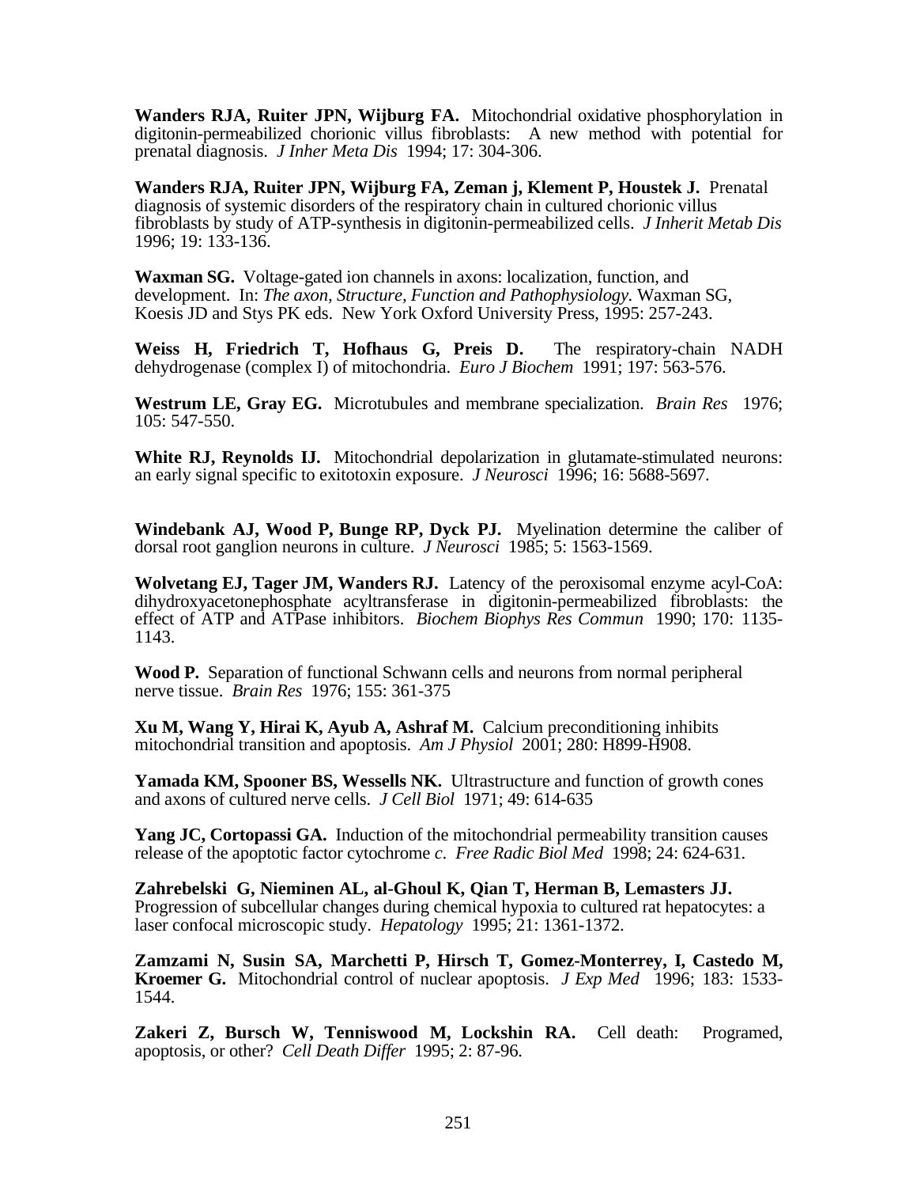**Wanders RJA, Ruiter JPN, Wijburg FA.** Mitochondrial oxidative phosphorylation in digitonin-permeabilized chorionic villus fibroblasts: A new method with potential for prenatal diagnosis. *J Inher Meta Dis* 1994; 17: 304-306.

**Wanders RJA, Ruiter JPN, Wijburg FA, Zeman j, Klement P, Houstek J.** Prenatal diagnosis of systemic disorders of the respiratory chain in cultured chorionic villus fibroblasts by study of ATP-synthesis in digitonin-permeabilized cells. *J Inherit Metab Dis* 1996; 19: 133-136.

**Waxman SG.** Voltage-gated ion channels in axons: localization, function, and development. In: *The axon, Structure, Function and Pathophysiology.* Waxman SG, Koesis JD and Stys PK eds. New York Oxford University Press, 1995: 257-243.

**Weiss H, Friedrich T, Hofhaus G, Preis D.** The respiratory-chain NADH dehydrogenase (complex I) of mitochondria. *Euro J Biochem* 1991; 197: 563-576.

**Westrum LE, Gray EG.** Microtubules and membrane specialization. *Brain Res* 1976; 105: 547-550.

**White RJ, Reynolds IJ.** Mitochondrial depolarization in glutamate-stimulated neurons: an early signal specific to exitotoxin exposure. *J Neurosci* 1996; 16: 5688-5697.

**Windebank AJ, Wood P, Bunge RP, Dyck PJ.** Myelination determine the caliber of dorsal root ganglion neurons in culture. *J Neurosci* 1985; 5: 1563-1569.

**Wolvetang EJ, Tager JM, Wanders RJ.** Latency of the peroxisomal enzyme acyl-CoA: dihydroxyacetonephosphate acyltransferase in digitonin-permeabilized fibroblasts: the effect of ATP and ATPase inhibitors. *Biochem Biophys Res Commun* 1990; 170: 1135-1143.

**Wood P.** Separation of functional Schwann cells and neurons from normal peripheral nerve tissue. *Brain Res* 1976; 155: 361-375

**Xu M, Wang Y, Hirai K, Ayub A, Ashraf M.** Calcium preconditioning inhibits mitochondrial transition and apoptosis. *Am J Physiol* 2001; 280: H899-H908.

**Yamada KM, Spooner BS, Wessells NK.** Ultrastructure and function of growth cones and axons of cultured nerve cells. *J Cell Biol* 1971; 49: 614-635

**Yang JC, Cortopassi GA.** Induction of the mitochondrial permeability transition causes release of the apoptotic factor cytochrome *c*. *Free Radic Biol Med* 1998; 24: 624-631.

**Zahrebelski G, Nieminen AL, al-Ghoul K, Qian T, Herman B, Lemasters JJ.** Progression of subcellular changes during chemical hypoxia to cultured rat hepatocytes: a laser confocal microscopic study. *Hepatology* 1995; 21: 1361-1372.

**Zamzami N, Susin SA, Marchetti P, Hirsch T, Gomez-Monterrey, I, Castedo M, Kroemer G.** Mitochondrial control of nuclear apoptosis. *J Exp Med* 1996; 183: 1533-1544.

**Zakeri Z, Bursch W, Tenniswood M, Lockshin RA.** Cell death: Programed, apoptosis, or other? *Cell Death Differ* 1995; 2: 87-96.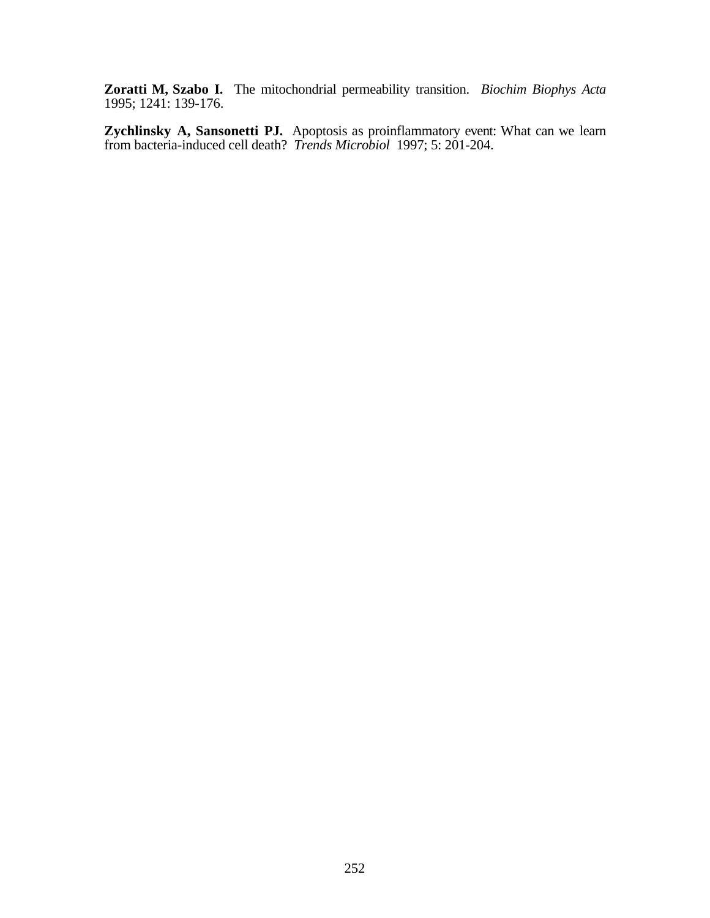**Zoratti M, Szabo I.** The mitochondrial permeability transition. *Biochim Biophys Acta* 1995; 1241: 139-176.

**Zychlinsky A, Sansonetti PJ.** Apoptosis as proinflammatory event: What can we learn from bacteria-induced cell death? *Trends Microbiol* 1997; 5: 201-204.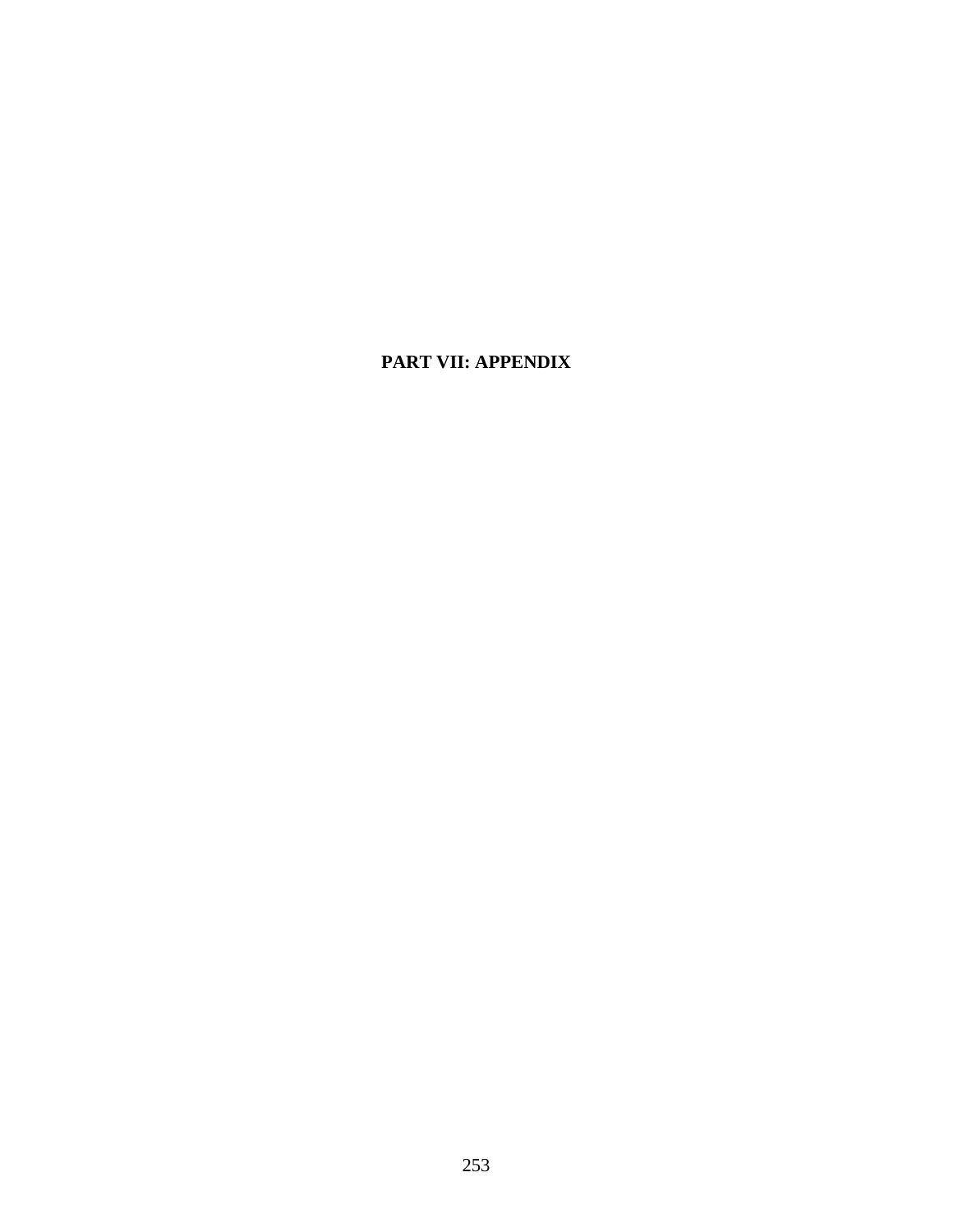# PART VII: APPENDIX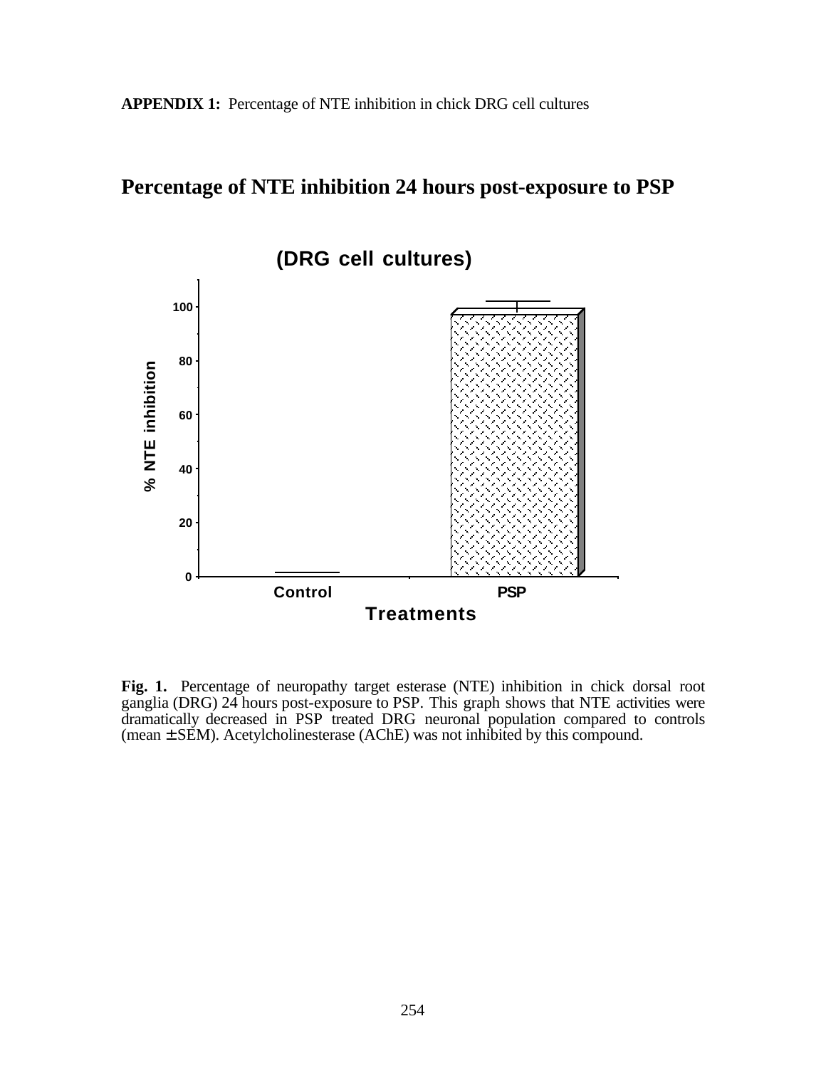**APPENDIX 1:** Percentage of NTE inhibition in chick DRG cell cultures

## Percentage of NTE inhibition 24 hours post-exposure to PSP

**Fig. 1.** Percentage of neuropathy target esterase (NTE) inhibition in chick dorsal root ganglia (DRG) 24 hours post-exposure to PSP. This graph shows that NTE activities were dramatically decreased in PSP treated DRG neuronal population compared to controls (mean ± SEM). Acetylcholinesterase (AChE) was not inhibited by this compound.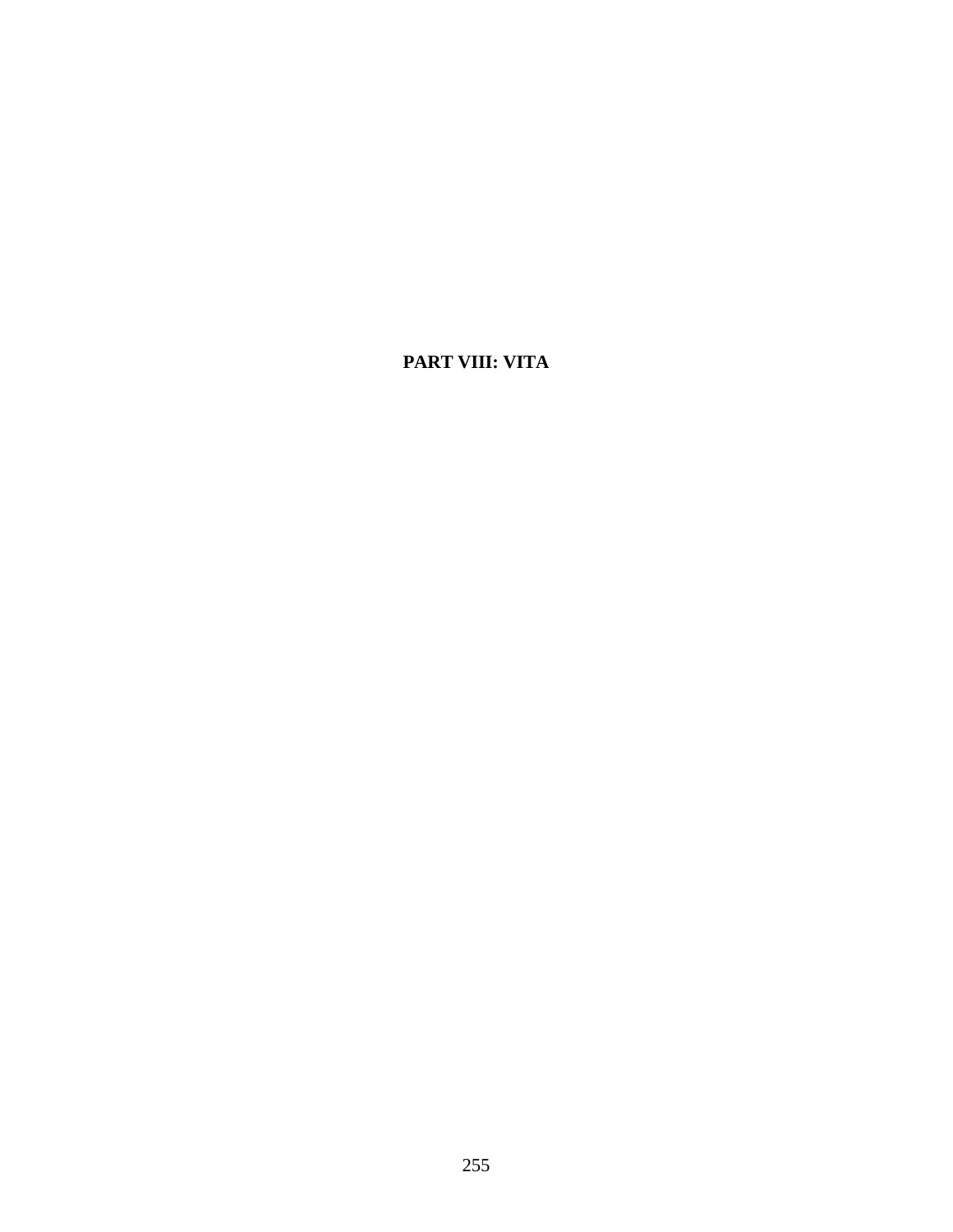# PART VIII: VITA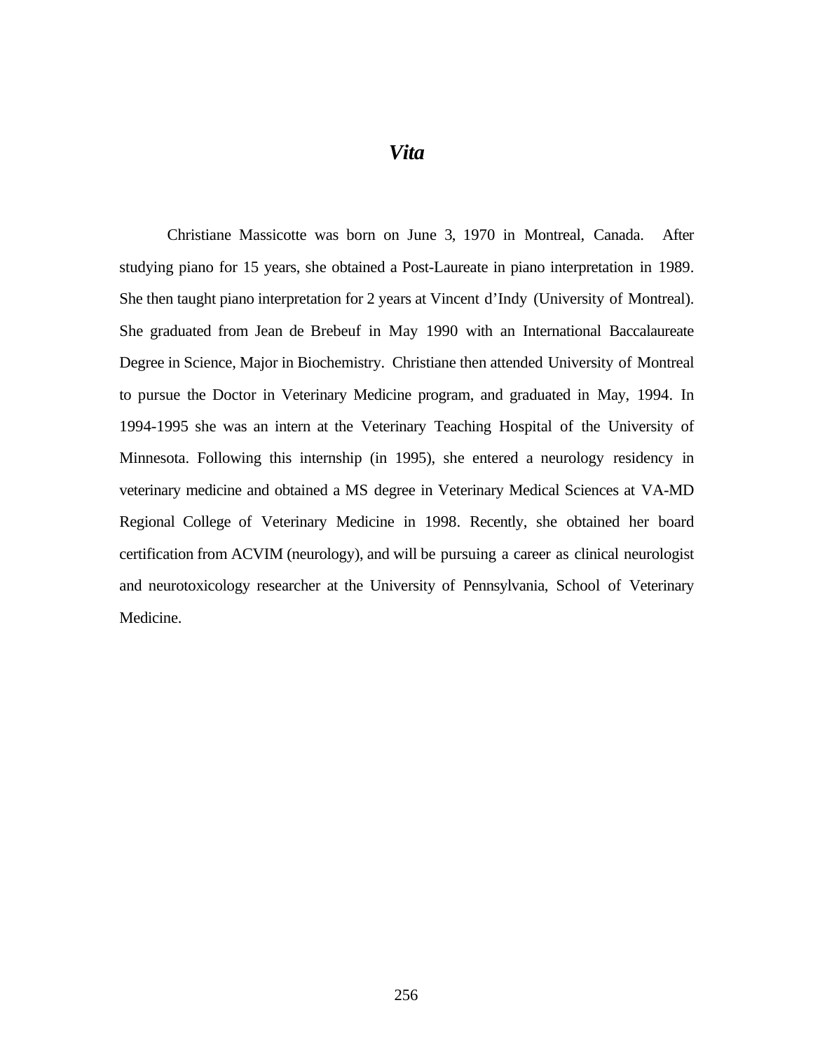# *Vita*

Christiane Massicotte was born on June 3, 1970 in Montreal, Canada. After studying piano for 15 years, she obtained a Post-Laureate in piano interpretation in 1989. She then taught piano interpretation for 2 years at Vincent d'Indy (University of Montreal). She graduated from Jean de Brebeuf in May 1990 with an International Baccalaureate Degree in Science, Major in Biochemistry. Christiane then attended University of Montreal to pursue the Doctor in Veterinary Medicine program, and graduated in May, 1994. In 1994-1995 she was an intern at the Veterinary Teaching Hospital of the University of Minnesota. Following this internship (in 1995), she entered a neurology residency in veterinary medicine and obtained a MS degree in Veterinary Medical Sciences at VA-MD Regional College of Veterinary Medicine in 1998. Recently, she obtained her board certification from ACVIM (neurology), and will be pursuing a career as clinical neurologist and neurotoxicology researcher at the University of Pennsylvania, School of Veterinary Medicine.